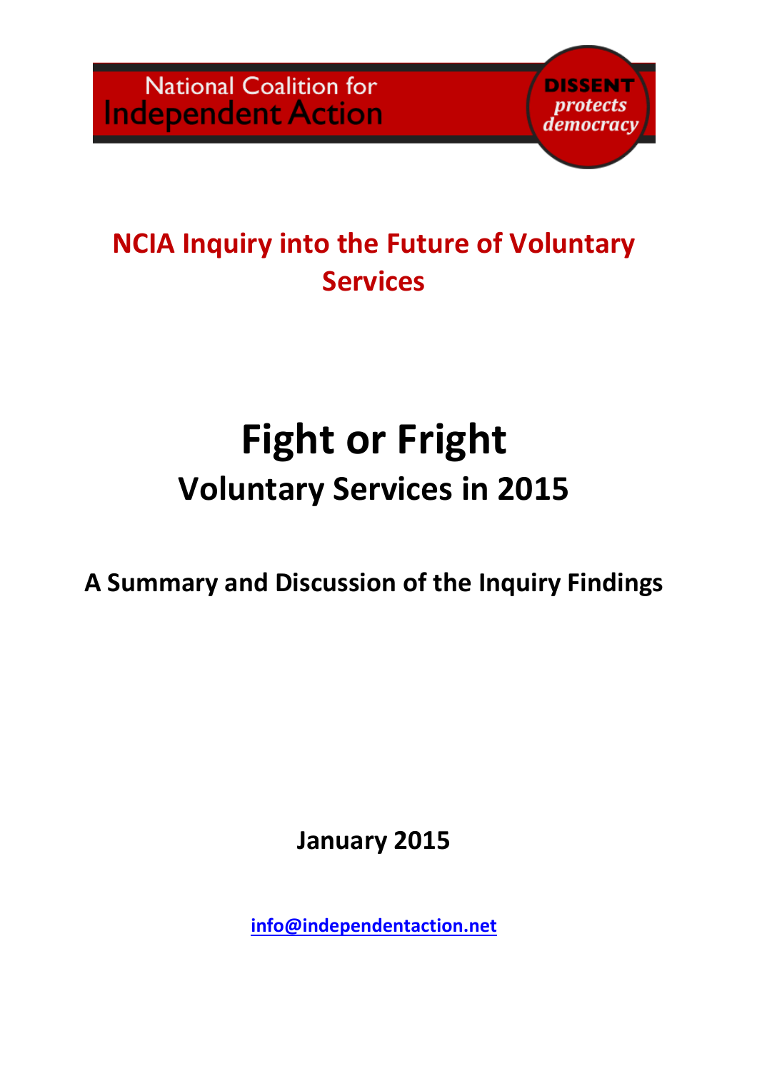National Coalition for Independent Action

DISSENT protects democracy

# NCIA Inquiry into the Future of Voluntary Services

# Fight or Fright

## Voluntary Services in 2015

### A Summary and Discussion of the Inquiry Findings

**January 2015**

**info@independentaction.net**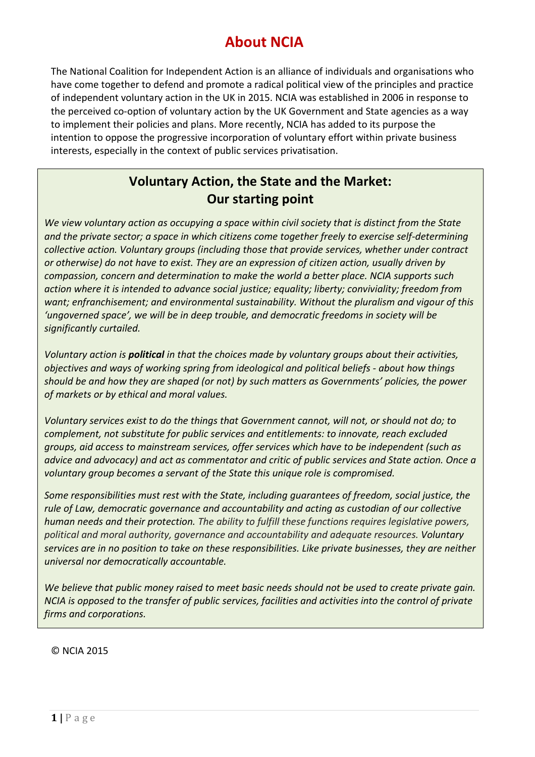# About NCIA

The National Coalition for Independent Action is an alliance of individuals and organisations who have come together to defend and promote a radical political view of the principles and practice of independent voluntary action in the UK in 2015. NCIA was established in 2006 in response to the perceived co-option of voluntary action by the UK Government and State agencies as a way to implement their policies and plans. More recently, NCIA has added to its purpose the intention to oppose the progressive incorporation of voluntary effort within private business interests, especially in the context of public services privatisation.

## Voluntary Action, the State and the Market: Our starting point

*We view voluntary action as occupying a space within civil society that is distinct from the State and the private sector; a space in which citizens come together freely to exercise self-determining collective action. Voluntary groups (including those that provide services, whether under contract or otherwise) do not have to exist. They are an expression of citizen action, usually driven by compassion, concern and determination to make the world a better place. NCIA supports such action where it is intended to advance social justice; equality; liberty; conviviality; freedom from want; enfranchisement; and environmental sustainability. Without the pluralism and vigour of this 'ungoverned space', we will be in deep trouble, and democratic freedoms in society will be significantly curtailed.*

*Voluntary action is* ***political*** *in that the choices made by voluntary groups about their activities, objectives and ways of working spring from ideological and political beliefs - about how things should be and how they are shaped (or not) by such matters as Governments' policies, the power of markets or by ethical and moral values.*

*Voluntary services exist to do the things that Government cannot, will not, or should not do; to complement, not substitute for public services and entitlements: to innovate, reach excluded groups, aid access to mainstream services, offer services which have to be independent (such as advice and advocacy) and act as commentator and critic of public services and State action. Once a voluntary group becomes a servant of the State this unique role is compromised.*

*Some responsibilities must rest with the State, including guarantees of freedom, social justice, the rule of Law, democratic governance and accountability and acting as custodian of our collective human needs and their protection. The ability to fulfill these functions requires legislative powers, political and moral authority, governance and accountability and adequate resources. Voluntary services are in no position to take on these responsibilities. Like private businesses, they are neither universal nor democratically accountable.*

*We believe that public money raised to meet basic needs should not be used to create private gain. NCIA is opposed to the transfer of public services, facilities and activities into the control of private firms and corporations.*

© NCIA 2015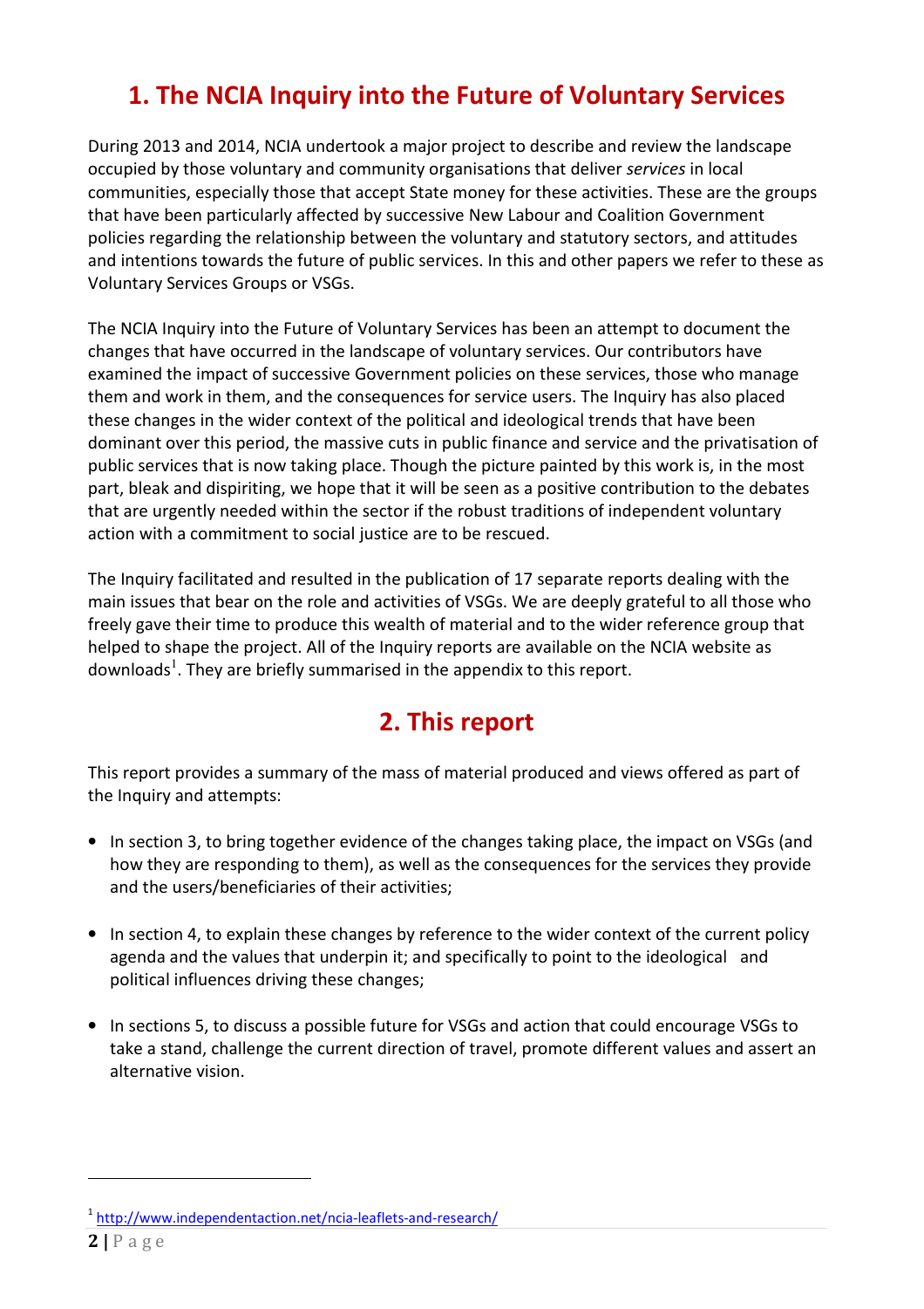# 1. The NCIA Inquiry into the Future of Voluntary Services

During 2013 and 2014, NCIA undertook a major project to describe and review the landscape occupied by those voluntary and community organisations that deliver *services* in local communities, especially those that accept State money for these activities. These are the groups that have been particularly affected by successive New Labour and Coalition Government policies regarding the relationship between the voluntary and statutory sectors, and attitudes and intentions towards the future of public services. In this and other papers we refer to these as Voluntary Services Groups or VSGs.

The NCIA Inquiry into the Future of Voluntary Services has been an attempt to document the changes that have occurred in the landscape of voluntary services. Our contributors have examined the impact of successive Government policies on these services, those who manage them and work in them, and the consequences for service users. The Inquiry has also placed these changes in the wider context of the political and ideological trends that have been dominant over this period, the massive cuts in public finance and service and the privatisation of public services that is now taking place. Though the picture painted by this work is, in the most part, bleak and dispiriting, we hope that it will be seen as a positive contribution to the debates that are urgently needed within the sector if the robust traditions of independent voluntary action with a commitment to social justice are to be rescued.

The Inquiry facilitated and resulted in the publication of 17 separate reports dealing with the main issues that bear on the role and activities of VSGs. We are deeply grateful to all those who freely gave their time to produce this wealth of material and to the wider reference group that helped to shape the project. All of the Inquiry reports are available on the NCIA website as downloads[1]. They are briefly summarised in the appendix to this report.

# 2. This report

This report provides a summary of the mass of material produced and views offered as part of the Inquiry and attempts:

- In section 3, to bring together evidence of the changes taking place, the impact on VSGs (and how they are responding to them), as well as the consequences for the services they provide and the users/beneficiaries of their activities;
- In section 4, to explain these changes by reference to the wider context of the current policy agenda and the values that underpin it; and specifically to point to the ideological and political influences driving these changes;
- In sections 5, to discuss a possible future for VSGs and action that could encourage VSGs to take a stand, challenge the current direction of travel, promote different values and assert an alternative vision.

[1] http://www.independentaction.net/ncia-leaflets-and-research/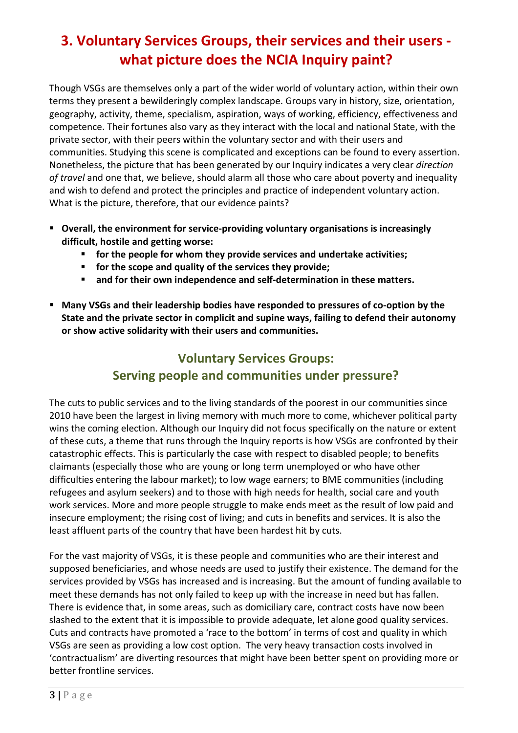# 3. Voluntary Services Groups, their services and their users - what picture does the NCIA Inquiry paint?

Though VSGs are themselves only a part of the wider world of voluntary action, within their own terms they present a bewilderingly complex landscape. Groups vary in history, size, orientation, geography, activity, theme, specialism, aspiration, ways of working, efficiency, effectiveness and competence. Their fortunes also vary as they interact with the local and national State, with the private sector, with their peers within the voluntary sector and with their users and communities. Studying this scene is complicated and exceptions can be found to every assertion. Nonetheless, the picture that has been generated by our Inquiry indicates a very clear *direction of travel* and one that, we believe, should alarm all those who care about poverty and inequality and wish to defend and protect the principles and practice of independent voluntary action. What is the picture, therefore, that our evidence paints?

- **Overall, the environment for service-providing voluntary organisations is increasingly difficult, hostile and getting worse:**
  - **for the people for whom they provide services and undertake activities;**
  - **for the scope and quality of the services they provide;**
  - **and for their own independence and self-determination in these matters.**
- **Many VSGs and their leadership bodies have responded to pressures of co-option by the State and the private sector in complicit and supine ways, failing to defend their autonomy or show active solidarity with their users and communities.**

## Voluntary Services Groups: Serving people and communities under pressure?

The cuts to public services and to the living standards of the poorest in our communities since 2010 have been the largest in living memory with much more to come, whichever political party wins the coming election. Although our Inquiry did not focus specifically on the nature or extent of these cuts, a theme that runs through the Inquiry reports is how VSGs are confronted by their catastrophic effects. This is particularly the case with respect to disabled people; to benefits claimants (especially those who are young or long term unemployed or who have other difficulties entering the labour market); to low wage earners; to BME communities (including refugees and asylum seekers) and to those with high needs for health, social care and youth work services. More and more people struggle to make ends meet as the result of low paid and insecure employment; the rising cost of living; and cuts in benefits and services. It is also the least affluent parts of the country that have been hardest hit by cuts.

For the vast majority of VSGs, it is these people and communities who are their interest and supposed beneficiaries, and whose needs are used to justify their existence. The demand for the services provided by VSGs has increased and is increasing. But the amount of funding available to meet these demands has not only failed to keep up with the increase in need but has fallen. There is evidence that, in some areas, such as domiciliary care, contract costs have now been slashed to the extent that it is impossible to provide adequate, let alone good quality services. Cuts and contracts have promoted a 'race to the bottom' in terms of cost and quality in which VSGs are seen as providing a low cost option. The very heavy transaction costs involved in 'contractualism' are diverting resources that might have been better spent on providing more or better frontline services.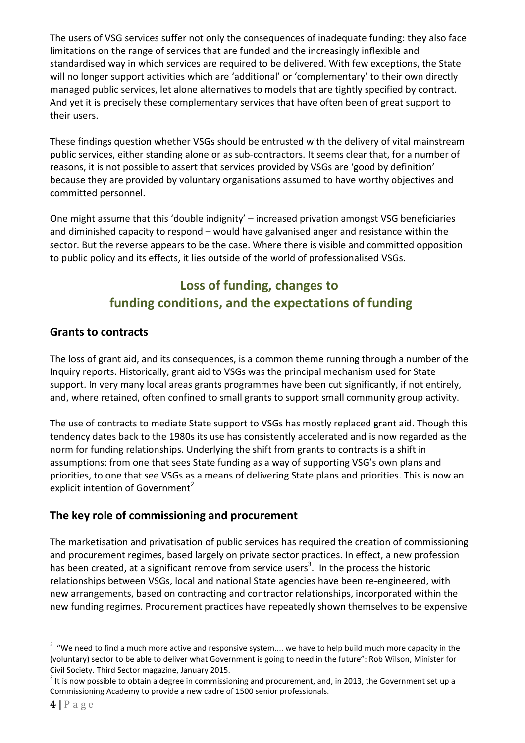The users of VSG services suffer not only the consequences of inadequate funding: they also face limitations on the range of services that are funded and the increasingly inflexible and standardised way in which services are required to be delivered. With few exceptions, the State will no longer support activities which are 'additional' or 'complementary' to their own directly managed public services, let alone alternatives to models that are tightly specified by contract. And yet it is precisely these complementary services that have often been of great support to their users.

These findings question whether VSGs should be entrusted with the delivery of vital mainstream public services, either standing alone or as sub-contractors. It seems clear that, for a number of reasons, it is not possible to assert that services provided by VSGs are 'good by definition' because they are provided by voluntary organisations assumed to have worthy objectives and committed personnel.

One might assume that this 'double indignity' – increased privation amongst VSG beneficiaries and diminished capacity to respond – would have galvanised anger and resistance within the sector. But the reverse appears to be the case. Where there is visible and committed opposition to public policy and its effects, it lies outside of the world of professionalised VSGs.

## Loss of funding, changes to funding conditions, and the expectations of funding

### Grants to contracts

The loss of grant aid, and its consequences, is a common theme running through a number of the Inquiry reports. Historically, grant aid to VSGs was the principal mechanism used for State support. In very many local areas grants programmes have been cut significantly, if not entirely, and, where retained, often confined to small grants to support small community group activity.

The use of contracts to mediate State support to VSGs has mostly replaced grant aid. Though this tendency dates back to the 1980s its use has consistently accelerated and is now regarded as the norm for funding relationships. Underlying the shift from grants to contracts is a shift in assumptions: from one that sees State funding as a way of supporting VSG's own plans and priorities, to one that see VSGs as a means of delivering State plans and priorities. This is now an explicit intention of Government[2]

### The key role of commissioning and procurement

The marketisation and privatisation of public services has required the creation of commissioning and procurement regimes, based largely on private sector practices. In effect, a new profession has been created, at a significant remove from service users[3]. In the process the historic relationships between VSGs, local and national State agencies have been re-engineered, with new arrangements, based on contracting and contractor relationships, incorporated within the new funding regimes. Procurement practices have repeatedly shown themselves to be expensive

---

[2] "We need to find a much more active and responsive system.... we have to help build much more capacity in the (voluntary) sector to be able to deliver what Government is going to need in the future": Rob Wilson, Minister for Civil Society. Third Sector magazine, January 2015.

[3] It is now possible to obtain a degree in commissioning and procurement, and, in 2013, the Government set up a Commissioning Academy to provide a new cadre of 1500 senior professionals.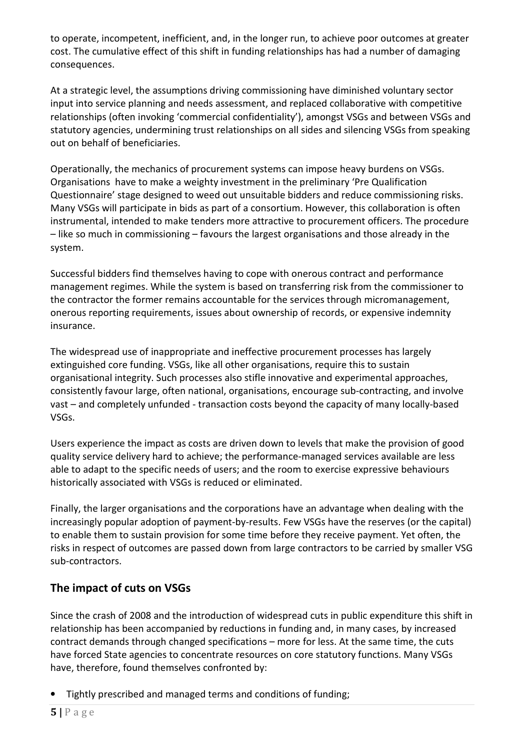to operate, incompetent, inefficient, and, in the longer run, to achieve poor outcomes at greater cost. The cumulative effect of this shift in funding relationships has had a number of damaging consequences.

At a strategic level, the assumptions driving commissioning have diminished voluntary sector input into service planning and needs assessment, and replaced collaborative with competitive relationships (often invoking 'commercial confidentiality'), amongst VSGs and between VSGs and statutory agencies, undermining trust relationships on all sides and silencing VSGs from speaking out on behalf of beneficiaries.

Operationally, the mechanics of procurement systems can impose heavy burdens on VSGs. Organisations have to make a weighty investment in the preliminary 'Pre Qualification Questionnaire' stage designed to weed out unsuitable bidders and reduce commissioning risks. Many VSGs will participate in bids as part of a consortium. However, this collaboration is often instrumental, intended to make tenders more attractive to procurement officers. The procedure – like so much in commissioning – favours the largest organisations and those already in the system.

Successful bidders find themselves having to cope with onerous contract and performance management regimes. While the system is based on transferring risk from the commissioner to the contractor the former remains accountable for the services through micromanagement, onerous reporting requirements, issues about ownership of records, or expensive indemnity insurance.

The widespread use of inappropriate and ineffective procurement processes has largely extinguished core funding. VSGs, like all other organisations, require this to sustain organisational integrity. Such processes also stifle innovative and experimental approaches, consistently favour large, often national, organisations, encourage sub-contracting, and involve vast – and completely unfunded - transaction costs beyond the capacity of many locally-based VSGs.

Users experience the impact as costs are driven down to levels that make the provision of good quality service delivery hard to achieve; the performance-managed services available are less able to adapt to the specific needs of users; and the room to exercise expressive behaviours historically associated with VSGs is reduced or eliminated.

Finally, the larger organisations and the corporations have an advantage when dealing with the increasingly popular adoption of payment-by-results. Few VSGs have the reserves (or the capital) to enable them to sustain provision for some time before they receive payment. Yet often, the risks in respect of outcomes are passed down from large contractors to be carried by smaller VSG sub-contractors.

## The impact of cuts on VSGs

Since the crash of 2008 and the introduction of widespread cuts in public expenditure this shift in relationship has been accompanied by reductions in funding and, in many cases, by increased contract demands through changed specifications – more for less. At the same time, the cuts have forced State agencies to concentrate resources on core statutory functions. Many VSGs have, therefore, found themselves confronted by:

- Tightly prescribed and managed terms and conditions of funding;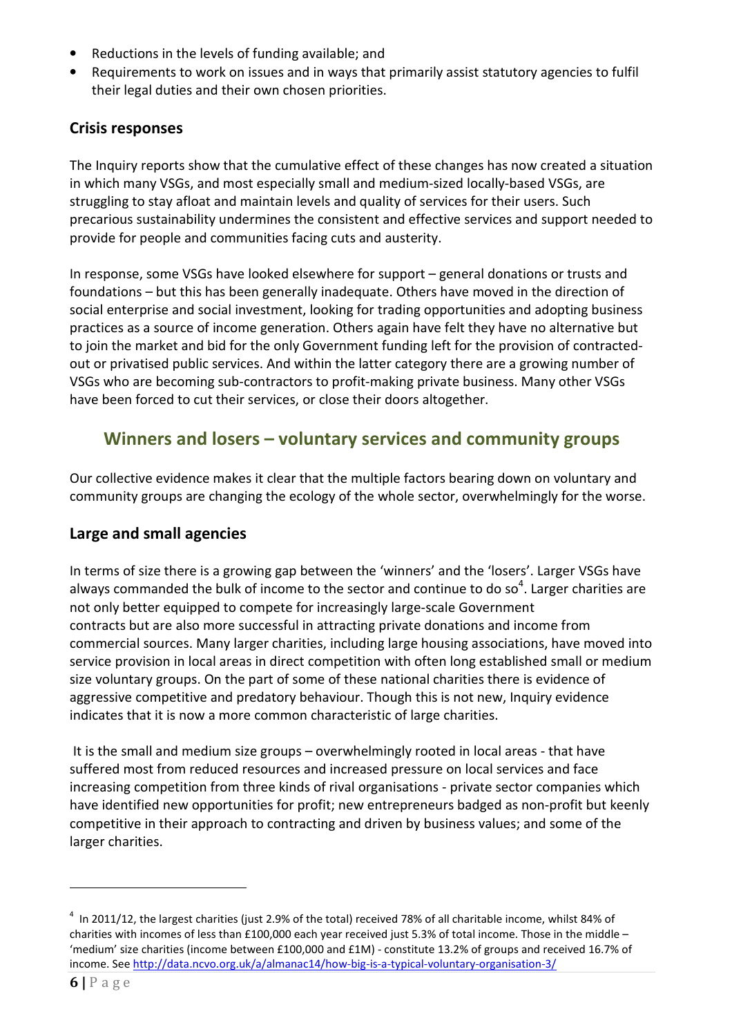- Reductions in the levels of funding available; and
- Requirements to work on issues and in ways that primarily assist statutory agencies to fulfil their legal duties and their own chosen priorities.

### Crisis responses

The Inquiry reports show that the cumulative effect of these changes has now created a situation in which many VSGs, and most especially small and medium-sized locally-based VSGs, are struggling to stay afloat and maintain levels and quality of services for their users. Such precarious sustainability undermines the consistent and effective services and support needed to provide for people and communities facing cuts and austerity.

In response, some VSGs have looked elsewhere for support – general donations or trusts and foundations – but this has been generally inadequate. Others have moved in the direction of social enterprise and social investment, looking for trading opportunities and adopting business practices as a source of income generation. Others again have felt they have no alternative but to join the market and bid for the only Government funding left for the provision of contracted-out or privatised public services. And within the latter category there are a growing number of VSGs who are becoming sub-contractors to profit-making private business. Many other VSGs have been forced to cut their services, or close their doors altogether.

## Winners and losers – voluntary services and community groups

Our collective evidence makes it clear that the multiple factors bearing down on voluntary and community groups are changing the ecology of the whole sector, overwhelmingly for the worse.

### Large and small agencies

In terms of size there is a growing gap between the 'winners' and the 'losers'. Larger VSGs have always commanded the bulk of income to the sector and continue to do so[4]. Larger charities are not only better equipped to compete for increasingly large-scale Government contracts but are also more successful in attracting private donations and income from commercial sources. Many larger charities, including large housing associations, have moved into service provision in local areas in direct competition with often long established small or medium size voluntary groups. On the part of some of these national charities there is evidence of aggressive competitive and predatory behaviour. Though this is not new, Inquiry evidence indicates that it is now a more common characteristic of large charities.

It is the small and medium size groups – overwhelmingly rooted in local areas - that have suffered most from reduced resources and increased pressure on local services and face increasing competition from three kinds of rival organisations - private sector companies which have identified new opportunities for profit; new entrepreneurs badged as non-profit but keenly competitive in their approach to contracting and driven by business values; and some of the larger charities.

[4] In 2011/12, the largest charities (just 2.9% of the total) received 78% of all charitable income, whilst 84% of charities with incomes of less than £100,000 each year received just 5.3% of total income. Those in the middle – 'medium' size charities (income between £100,000 and £1M) - constitute 13.2% of groups and received 16.7% of income. See http://data.ncvo.org.uk/a/almanac14/how-big-is-a-typical-voluntary-organisation-3/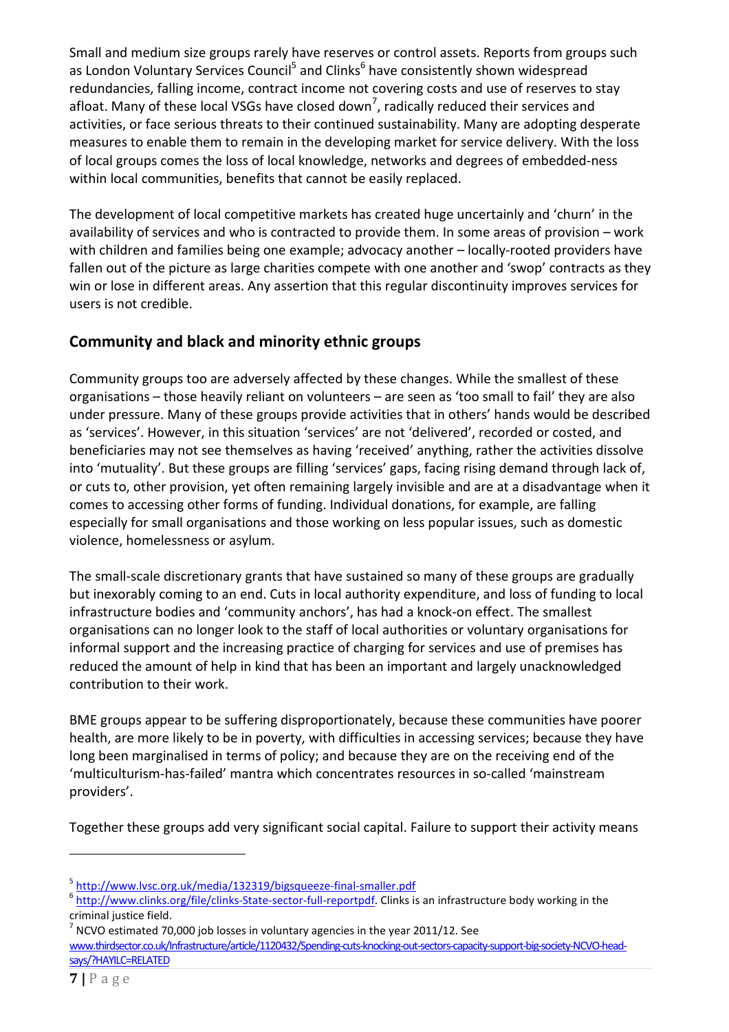Small and medium size groups rarely have reserves or control assets. Reports from groups such as London Voluntary Services Council[5] and Clinks[6] have consistently shown widespread redundancies, falling income, contract income not covering costs and use of reserves to stay afloat. Many of these local VSGs have closed down[7], radically reduced their services and activities, or face serious threats to their continued sustainability. Many are adopting desperate measures to enable them to remain in the developing market for service delivery. With the loss of local groups comes the loss of local knowledge, networks and degrees of embedded-ness within local communities, benefits that cannot be easily replaced.

The development of local competitive markets has created huge uncertainly and 'churn' in the availability of services and who is contracted to provide them. In some areas of provision – work with children and families being one example; advocacy another – locally-rooted providers have fallen out of the picture as large charities compete with one another and 'swop' contracts as they win or lose in different areas. Any assertion that this regular discontinuity improves services for users is not credible.

## Community and black and minority ethnic groups

Community groups too are adversely affected by these changes. While the smallest of these organisations – those heavily reliant on volunteers – are seen as 'too small to fail' they are also under pressure. Many of these groups provide activities that in others' hands would be described as 'services'. However, in this situation 'services' are not 'delivered', recorded or costed, and beneficiaries may not see themselves as having 'received' anything, rather the activities dissolve into 'mutuality'. But these groups are filling 'services' gaps, facing rising demand through lack of, or cuts to, other provision, yet often remaining largely invisible and are at a disadvantage when it comes to accessing other forms of funding. Individual donations, for example, are falling especially for small organisations and those working on less popular issues, such as domestic violence, homelessness or asylum.

The small-scale discretionary grants that have sustained so many of these groups are gradually but inexorably coming to an end. Cuts in local authority expenditure, and loss of funding to local infrastructure bodies and 'community anchors', has had a knock-on effect. The smallest organisations can no longer look to the staff of local authorities or voluntary organisations for informal support and the increasing practice of charging for services and use of premises has reduced the amount of help in kind that has been an important and largely unacknowledged contribution to their work.

BME groups appear to be suffering disproportionately, because these communities have poorer health, are more likely to be in poverty, with difficulties in accessing services; because they have long been marginalised in terms of policy; and because they are on the receiving end of the 'multiculturism-has-failed' mantra which concentrates resources in so-called 'mainstream providers'.

Together these groups add very significant social capital. Failure to support their activity means

---

[5] http://www.lvsc.org.uk/media/132319/bigsqueeze-final-smaller.pdf

[6] http://www.clinks.org/file/clinks-State-sector-full-reportpdf. Clinks is an infrastructure body working in the criminal justice field.

[7] NCVO estimated 70,000 job losses in voluntary agencies in the year 2011/12. See www.thirdsector.co.uk/Infrastructure/article/1120432/Spending-cuts-knocking-out-sectors-capacity-support-big-society-NCVO-head-says/?HAYILC=RELATED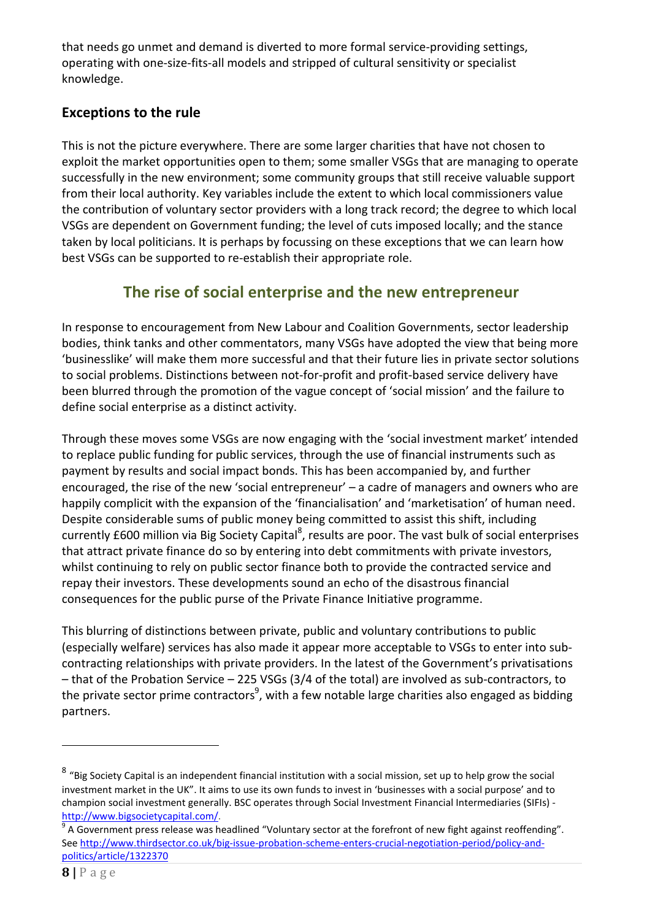that needs go unmet and demand is diverted to more formal service-providing settings, operating with one-size-fits-all models and stripped of cultural sensitivity or specialist knowledge.

### Exceptions to the rule

This is not the picture everywhere. There are some larger charities that have not chosen to exploit the market opportunities open to them; some smaller VSGs that are managing to operate successfully in the new environment; some community groups that still receive valuable support from their local authority. Key variables include the extent to which local commissioners value the contribution of voluntary sector providers with a long track record; the degree to which local VSGs are dependent on Government funding; the level of cuts imposed locally; and the stance taken by local politicians. It is perhaps by focussing on these exceptions that we can learn how best VSGs can be supported to re-establish their appropriate role.

## The rise of social enterprise and the new entrepreneur

In response to encouragement from New Labour and Coalition Governments, sector leadership bodies, think tanks and other commentators, many VSGs have adopted the view that being more 'businesslike' will make them more successful and that their future lies in private sector solutions to social problems. Distinctions between not-for-profit and profit-based service delivery have been blurred through the promotion of the vague concept of 'social mission' and the failure to define social enterprise as a distinct activity.

Through these moves some VSGs are now engaging with the 'social investment market' intended to replace public funding for public services, through the use of financial instruments such as payment by results and social impact bonds. This has been accompanied by, and further encouraged, the rise of the new 'social entrepreneur' – a cadre of managers and owners who are happily complicit with the expansion of the 'financialisation' and 'marketisation' of human need. Despite considerable sums of public money being committed to assist this shift, including currently £600 million via Big Society Capital[8], results are poor. The vast bulk of social enterprises that attract private finance do so by entering into debt commitments with private investors, whilst continuing to rely on public sector finance both to provide the contracted service and repay their investors. These developments sound an echo of the disastrous financial consequences for the public purse of the Private Finance Initiative programme.

This blurring of distinctions between private, public and voluntary contributions to public (especially welfare) services has also made it appear more acceptable to VSGs to enter into sub-contracting relationships with private providers. In the latest of the Government's privatisations – that of the Probation Service – 225 VSGs (3/4 of the total) are involved as sub-contractors, to the private sector prime contractors[9], with a few notable large charities also engaged as bidding partners.

---

[8] "Big Society Capital is an independent financial institution with a social mission, set up to help grow the social investment market in the UK". It aims to use its own funds to invest in 'businesses with a social purpose' and to champion social investment generally. BSC operates through Social Investment Financial Intermediaries (SIFIs) - http://www.bigsocietycapital.com/.

[9] A Government press release was headlined "Voluntary sector at the forefront of new fight against reoffending". See http://www.thirdsector.co.uk/big-issue-probation-scheme-enters-crucial-negotiation-period/policy-and-politics/article/1322370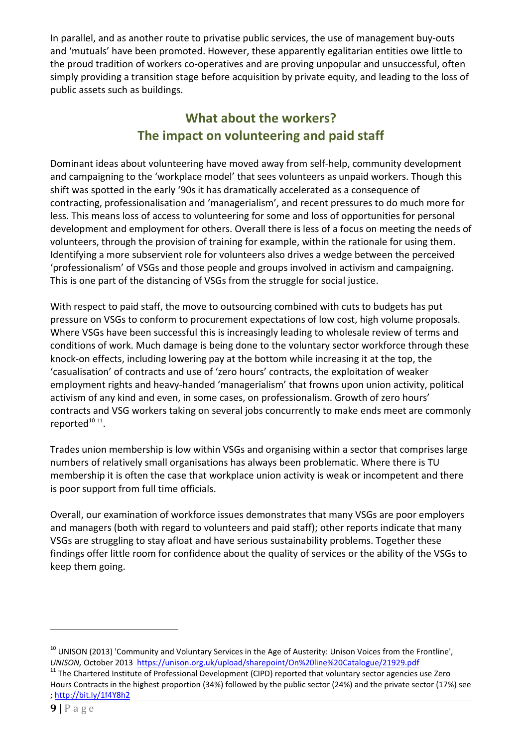In parallel, and as another route to privatise public services, the use of management buy-outs and 'mutuals' have been promoted. However, these apparently egalitarian entities owe little to the proud tradition of workers co-operatives and are proving unpopular and unsuccessful, often simply providing a transition stage before acquisition by private equity, and leading to the loss of public assets such as buildings.

## What about the workers?
## The impact on volunteering and paid staff

Dominant ideas about volunteering have moved away from self-help, community development and campaigning to the 'workplace model' that sees volunteers as unpaid workers. Though this shift was spotted in the early '90s it has dramatically accelerated as a consequence of contracting, professionalisation and 'managerialism', and recent pressures to do much more for less. This means loss of access to volunteering for some and loss of opportunities for personal development and employment for others. Overall there is less of a focus on meeting the needs of volunteers, through the provision of training for example, within the rationale for using them. Identifying a more subservient role for volunteers also drives a wedge between the perceived 'professionalism' of VSGs and those people and groups involved in activism and campaigning. This is one part of the distancing of VSGs from the struggle for social justice.

With respect to paid staff, the move to outsourcing combined with cuts to budgets has put pressure on VSGs to conform to procurement expectations of low cost, high volume proposals. Where VSGs have been successful this is increasingly leading to wholesale review of terms and conditions of work. Much damage is being done to the voluntary sector workforce through these knock-on effects, including lowering pay at the bottom while increasing it at the top, the 'casualisation' of contracts and use of 'zero hours' contracts, the exploitation of weaker employment rights and heavy-handed 'managerialism' that frowns upon union activity, political activism of any kind and even, in some cases, on professionalism. Growth of zero hours' contracts and VSG workers taking on several jobs concurrently to make ends meet are commonly reported[10] [11].

Trades union membership is low within VSGs and organising within a sector that comprises large numbers of relatively small organisations has always been problematic. Where there is TU membership it is often the case that workplace union activity is weak or incompetent and there is poor support from full time officials.

Overall, our examination of workforce issues demonstrates that many VSGs are poor employers and managers (both with regard to volunteers and paid staff); other reports indicate that many VSGs are struggling to stay afloat and have serious sustainability problems. Together these findings offer little room for confidence about the quality of services or the ability of the VSGs to keep them going.

---

[10] UNISON (2013) 'Community and Voluntary Services in the Age of Austerity: Unison Voices from the Frontline', *UNISON*, October 2013 https://unison.org.uk/upload/sharepoint/On%20line%20Catalogue/21929.pdf

[11] The Chartered Institute of Professional Development (CIPD) reported that voluntary sector agencies use Zero Hours Contracts in the highest proportion (34%) followed by the public sector (24%) and the private sector (17%) see ; http://bit.ly/1f4Y8h2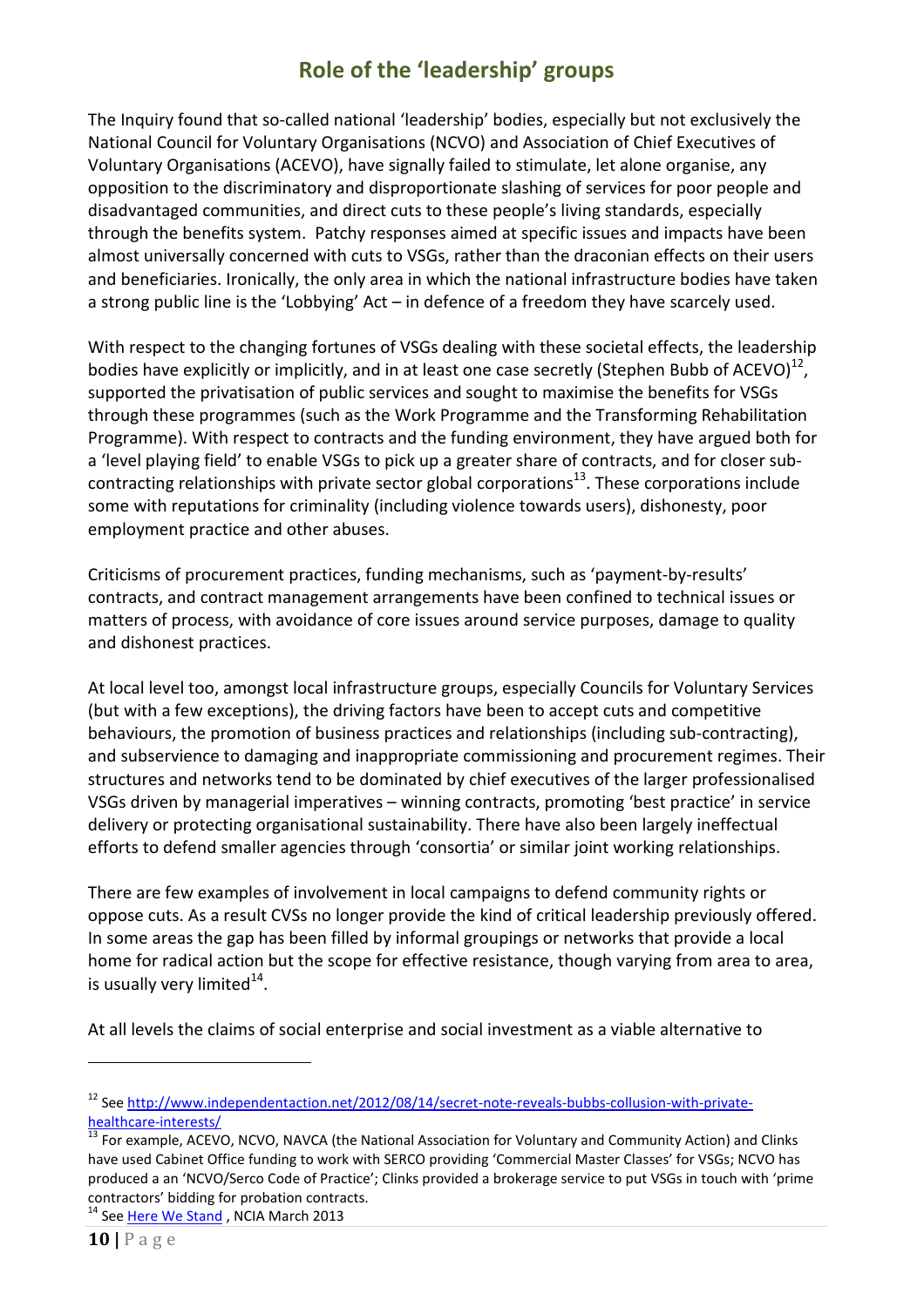## Role of the 'leadership' groups

The Inquiry found that so-called national 'leadership' bodies, especially but not exclusively the National Council for Voluntary Organisations (NCVO) and Association of Chief Executives of Voluntary Organisations (ACEVO), have signally failed to stimulate, let alone organise, any opposition to the discriminatory and disproportionate slashing of services for poor people and disadvantaged communities, and direct cuts to these people's living standards, especially through the benefits system. Patchy responses aimed at specific issues and impacts have been almost universally concerned with cuts to VSGs, rather than the draconian effects on their users and beneficiaries. Ironically, the only area in which the national infrastructure bodies have taken a strong public line is the 'Lobbying' Act – in defence of a freedom they have scarcely used.

With respect to the changing fortunes of VSGs dealing with these societal effects, the leadership bodies have explicitly or implicitly, and in at least one case secretly (Stephen Bubb of ACEVO)[12], supported the privatisation of public services and sought to maximise the benefits for VSGs through these programmes (such as the Work Programme and the Transforming Rehabilitation Programme). With respect to contracts and the funding environment, they have argued both for a 'level playing field' to enable VSGs to pick up a greater share of contracts, and for closer sub-contracting relationships with private sector global corporations[13]. These corporations include some with reputations for criminality (including violence towards users), dishonesty, poor employment practice and other abuses.

Criticisms of procurement practices, funding mechanisms, such as 'payment-by-results' contracts, and contract management arrangements have been confined to technical issues or matters of process, with avoidance of core issues around service purposes, damage to quality and dishonest practices.

At local level too, amongst local infrastructure groups, especially Councils for Voluntary Services (but with a few exceptions), the driving factors have been to accept cuts and competitive behaviours, the promotion of business practices and relationships (including sub-contracting), and subservience to damaging and inappropriate commissioning and procurement regimes. Their structures and networks tend to be dominated by chief executives of the larger professionalised VSGs driven by managerial imperatives – winning contracts, promoting 'best practice' in service delivery or protecting organisational sustainability. There have also been largely ineffectual efforts to defend smaller agencies through 'consortia' or similar joint working relationships.

There are few examples of involvement in local campaigns to defend community rights or oppose cuts. As a result CVSs no longer provide the kind of critical leadership previously offered. In some areas the gap has been filled by informal groupings or networks that provide a local home for radical action but the scope for effective resistance, though varying from area to area, is usually very limited[14].

At all levels the claims of social enterprise and social investment as a viable alternative to

---

[12] See http://www.independentaction.net/2012/08/14/secret-note-reveals-bubbs-collusion-with-private-healthcare-interests/

[13] For example, ACEVO, NCVO, NAVCA (the National Association for Voluntary and Community Action) and Clinks have used Cabinet Office funding to work with SERCO providing 'Commercial Master Classes' for VSGs; NCVO has produced a an 'NCVO/Serco Code of Practice'; Clinks provided a brokerage service to put VSGs in touch with 'prime contractors' bidding for probation contracts.

[14] See Here We Stand , NCIA March 2013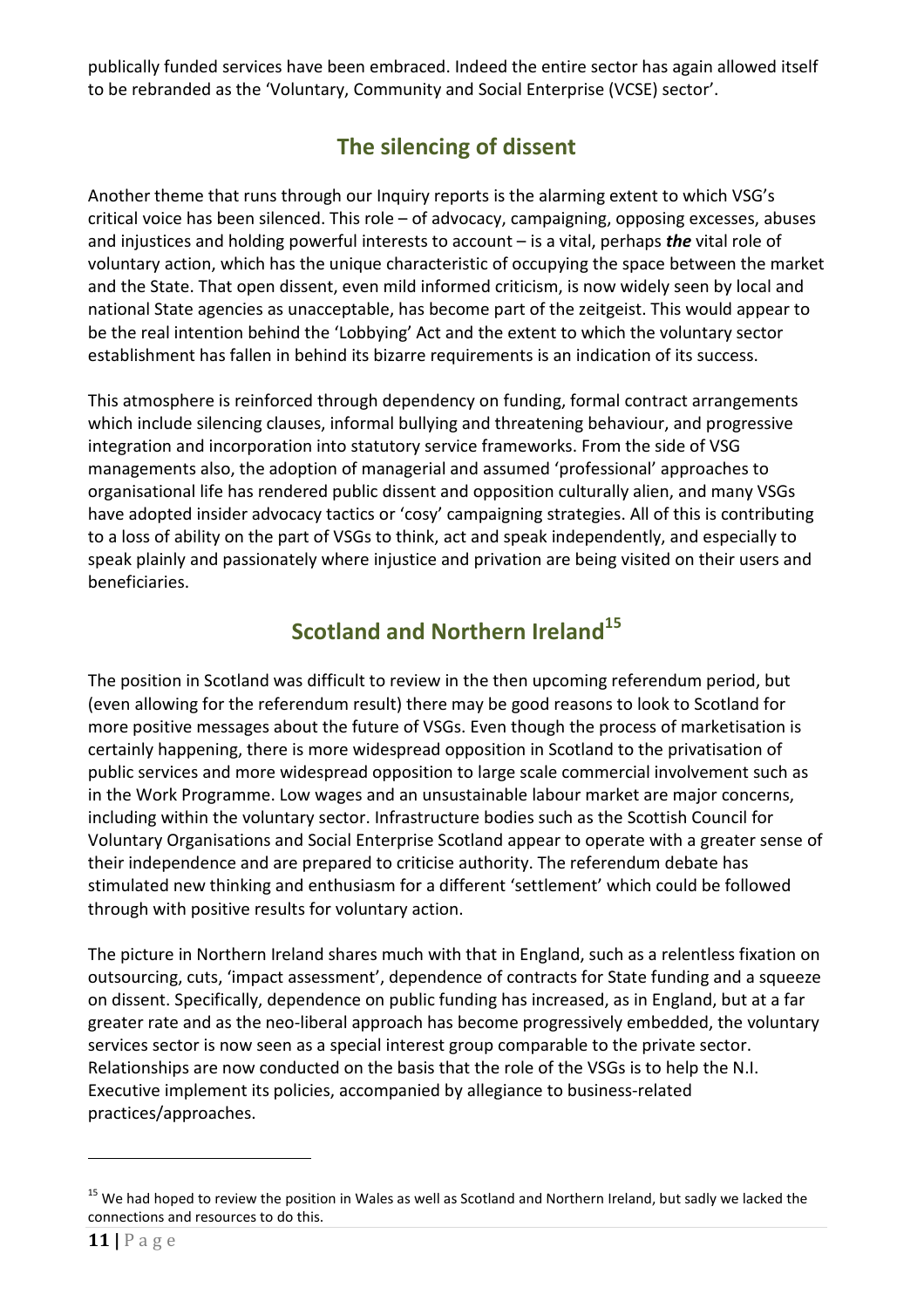publically funded services have been embraced. Indeed the entire sector has again allowed itself to be rebranded as the 'Voluntary, Community and Social Enterprise (VCSE) sector'.

## The silencing of dissent

Another theme that runs through our Inquiry reports is the alarming extent to which VSG's critical voice has been silenced. This role – of advocacy, campaigning, opposing excesses, abuses and injustices and holding powerful interests to account – is a vital, perhaps ***the*** vital role of voluntary action, which has the unique characteristic of occupying the space between the market and the State. That open dissent, even mild informed criticism, is now widely seen by local and national State agencies as unacceptable, has become part of the zeitgeist. This would appear to be the real intention behind the 'Lobbying' Act and the extent to which the voluntary sector establishment has fallen in behind its bizarre requirements is an indication of its success.

This atmosphere is reinforced through dependency on funding, formal contract arrangements which include silencing clauses, informal bullying and threatening behaviour, and progressive integration and incorporation into statutory service frameworks. From the side of VSG managements also, the adoption of managerial and assumed 'professional' approaches to organisational life has rendered public dissent and opposition culturally alien, and many VSGs have adopted insider advocacy tactics or 'cosy' campaigning strategies. All of this is contributing to a loss of ability on the part of VSGs to think, act and speak independently, and especially to speak plainly and passionately where injustice and privation are being visited on their users and beneficiaries.

## Scotland and Northern Ireland[15]

The position in Scotland was difficult to review in the then upcoming referendum period, but (even allowing for the referendum result) there may be good reasons to look to Scotland for more positive messages about the future of VSGs. Even though the process of marketisation is certainly happening, there is more widespread opposition in Scotland to the privatisation of public services and more widespread opposition to large scale commercial involvement such as in the Work Programme. Low wages and an unsustainable labour market are major concerns, including within the voluntary sector. Infrastructure bodies such as the Scottish Council for Voluntary Organisations and Social Enterprise Scotland appear to operate with a greater sense of their independence and are prepared to criticise authority. The referendum debate has stimulated new thinking and enthusiasm for a different 'settlement' which could be followed through with positive results for voluntary action.

The picture in Northern Ireland shares much with that in England, such as a relentless fixation on outsourcing, cuts, 'impact assessment', dependence of contracts for State funding and a squeeze on dissent. Specifically, dependence on public funding has increased, as in England, but at a far greater rate and as the neo-liberal approach has become progressively embedded, the voluntary services sector is now seen as a special interest group comparable to the private sector. Relationships are now conducted on the basis that the role of the VSGs is to help the N.I. Executive implement its policies, accompanied by allegiance to business-related practices/approaches.

---

[15] We had hoped to review the position in Wales as well as Scotland and Northern Ireland, but sadly we lacked the connections and resources to do this.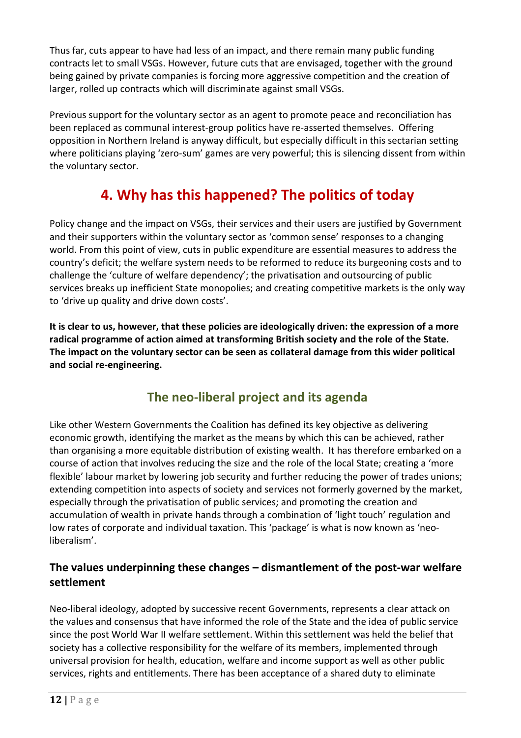Thus far, cuts appear to have had less of an impact, and there remain many public funding contracts let to small VSGs. However, future cuts that are envisaged, together with the ground being gained by private companies is forcing more aggressive competition and the creation of larger, rolled up contracts which will discriminate against small VSGs.

Previous support for the voluntary sector as an agent to promote peace and reconciliation has been replaced as communal interest-group politics have re-asserted themselves. Offering opposition in Northern Ireland is anyway difficult, but especially difficult in this sectarian setting where politicians playing 'zero-sum' games are very powerful; this is silencing dissent from within the voluntary sector.

# 4. Why has this happened? The politics of today

Policy change and the impact on VSGs, their services and their users are justified by Government and their supporters within the voluntary sector as 'common sense' responses to a changing world. From this point of view, cuts in public expenditure are essential measures to address the country's deficit; the welfare system needs to be reformed to reduce its burgeoning costs and to challenge the 'culture of welfare dependency'; the privatisation and outsourcing of public services breaks up inefficient State monopolies; and creating competitive markets is the only way to 'drive up quality and drive down costs'.

**It is clear to us, however, that these policies are ideologically driven: the expression of a more radical programme of action aimed at transforming British society and the role of the State. The impact on the voluntary sector can be seen as collateral damage from this wider political and social re-engineering.**

## The neo-liberal project and its agenda

Like other Western Governments the Coalition has defined its key objective as delivering economic growth, identifying the market as the means by which this can be achieved, rather than organising a more equitable distribution of existing wealth. It has therefore embarked on a course of action that involves reducing the size and the role of the local State; creating a 'more flexible' labour market by lowering job security and further reducing the power of trades unions; extending competition into aspects of society and services not formerly governed by the market, especially through the privatisation of public services; and promoting the creation and accumulation of wealth in private hands through a combination of 'light touch' regulation and low rates of corporate and individual taxation. This 'package' is what is now known as 'neo-liberalism'.

### The values underpinning these changes – dismantlement of the post-war welfare settlement

Neo-liberal ideology, adopted by successive recent Governments, represents a clear attack on the values and consensus that have informed the role of the State and the idea of public service since the post World War II welfare settlement. Within this settlement was held the belief that society has a collective responsibility for the welfare of its members, implemented through universal provision for health, education, welfare and income support as well as other public services, rights and entitlements. There has been acceptance of a shared duty to eliminate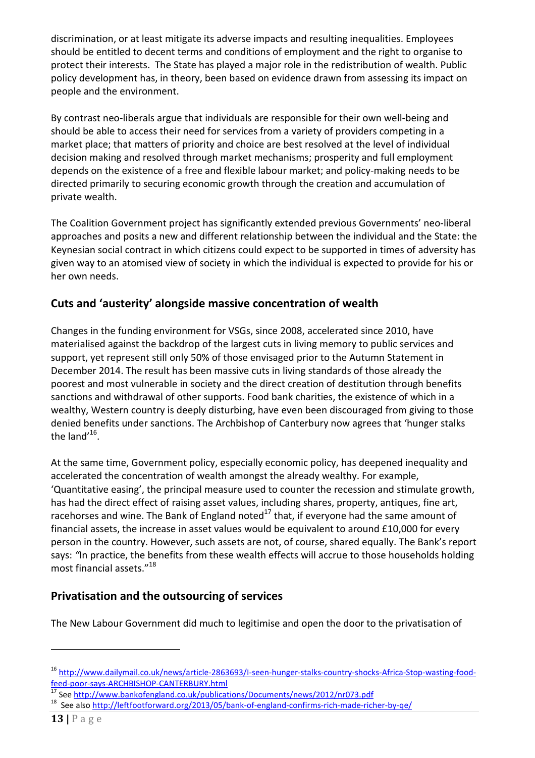discrimination, or at least mitigate its adverse impacts and resulting inequalities. Employees should be entitled to decent terms and conditions of employment and the right to organise to protect their interests. The State has played a major role in the redistribution of wealth. Public policy development has, in theory, been based on evidence drawn from assessing its impact on people and the environment.

By contrast neo-liberals argue that individuals are responsible for their own well-being and should be able to access their need for services from a variety of providers competing in a market place; that matters of priority and choice are best resolved at the level of individual decision making and resolved through market mechanisms; prosperity and full employment depends on the existence of a free and flexible labour market; and policy-making needs to be directed primarily to securing economic growth through the creation and accumulation of private wealth.

The Coalition Government project has significantly extended previous Governments' neo-liberal approaches and posits a new and different relationship between the individual and the State: the Keynesian social contract in which citizens could expect to be supported in times of adversity has given way to an atomised view of society in which the individual is expected to provide for his or her own needs.

## Cuts and 'austerity' alongside massive concentration of wealth

Changes in the funding environment for VSGs, since 2008, accelerated since 2010, have materialised against the backdrop of the largest cuts in living memory to public services and support, yet represent still only 50% of those envisaged prior to the Autumn Statement in December 2014. The result has been massive cuts in living standards of those already the poorest and most vulnerable in society and the direct creation of destitution through benefits sanctions and withdrawal of other supports. Food bank charities, the existence of which in a wealthy, Western country is deeply disturbing, have even been discouraged from giving to those denied benefits under sanctions. The Archbishop of Canterbury now agrees that 'hunger stalks the land'[16].

At the same time, Government policy, especially economic policy, has deepened inequality and accelerated the concentration of wealth amongst the already wealthy. For example, 'Quantitative easing', the principal measure used to counter the recession and stimulate growth, has had the direct effect of raising asset values, including shares, property, antiques, fine art, racehorses and wine. The Bank of England noted[17] that, if everyone had the same amount of financial assets, the increase in asset values would be equivalent to around £10,000 for every person in the country. However, such assets are not, of course, shared equally. The Bank's report says: *"In practice, the benefits from these wealth effects will accrue to those households holding most financial assets."*[18]

## Privatisation and the outsourcing of services

The New Labour Government did much to legitimise and open the door to the privatisation of

---

[16] http://www.dailymail.co.uk/news/article-2863693/I-seen-hunger-stalks-country-shocks-Africa-Stop-wasting-food-feed-poor-says-ARCHBISHOP-CANTERBURY.html

[17] See http://www.bankofengland.co.uk/publications/Documents/news/2012/nr073.pdf

[18] See also http://leftfootforward.org/2013/05/bank-of-england-confirms-rich-made-richer-by-qe/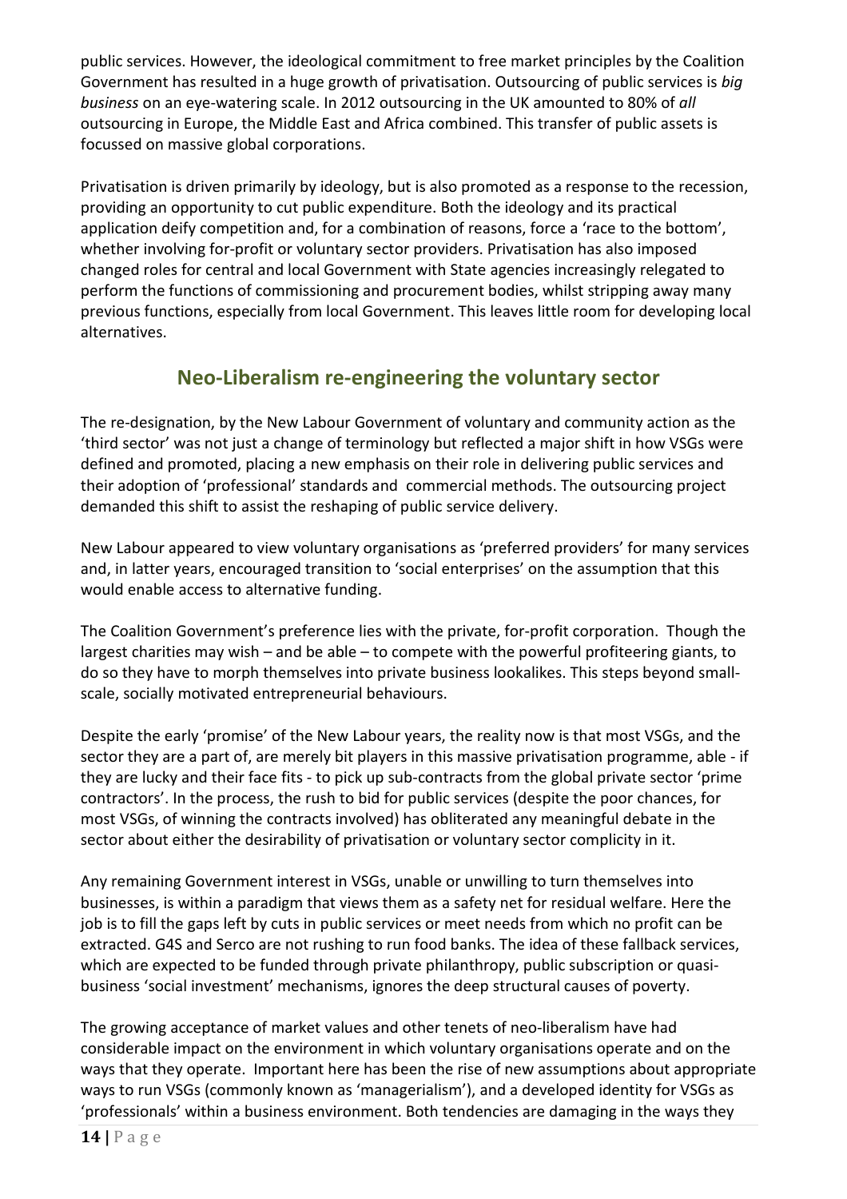public services. However, the ideological commitment to free market principles by the Coalition Government has resulted in a huge growth of privatisation. Outsourcing of public services is *big business* on an eye-watering scale. In 2012 outsourcing in the UK amounted to 80% of *all* outsourcing in Europe, the Middle East and Africa combined. This transfer of public assets is focussed on massive global corporations.

Privatisation is driven primarily by ideology, but is also promoted as a response to the recession, providing an opportunity to cut public expenditure. Both the ideology and its practical application deify competition and, for a combination of reasons, force a 'race to the bottom', whether involving for-profit or voluntary sector providers. Privatisation has also imposed changed roles for central and local Government with State agencies increasingly relegated to perform the functions of commissioning and procurement bodies, whilst stripping away many previous functions, especially from local Government. This leaves little room for developing local alternatives.

## Neo-Liberalism re-engineering the voluntary sector

The re-designation, by the New Labour Government of voluntary and community action as the 'third sector' was not just a change of terminology but reflected a major shift in how VSGs were defined and promoted, placing a new emphasis on their role in delivering public services and their adoption of 'professional' standards and commercial methods. The outsourcing project demanded this shift to assist the reshaping of public service delivery.

New Labour appeared to view voluntary organisations as 'preferred providers' for many services and, in latter years, encouraged transition to 'social enterprises' on the assumption that this would enable access to alternative funding.

The Coalition Government's preference lies with the private, for-profit corporation. Though the largest charities may wish – and be able – to compete with the powerful profiteering giants, to do so they have to morph themselves into private business lookalikes. This steps beyond small-scale, socially motivated entrepreneurial behaviours.

Despite the early 'promise' of the New Labour years, the reality now is that most VSGs, and the sector they are a part of, are merely bit players in this massive privatisation programme, able - if they are lucky and their face fits - to pick up sub-contracts from the global private sector 'prime contractors'. In the process, the rush to bid for public services (despite the poor chances, for most VSGs, of winning the contracts involved) has obliterated any meaningful debate in the sector about either the desirability of privatisation or voluntary sector complicity in it.

Any remaining Government interest in VSGs, unable or unwilling to turn themselves into businesses, is within a paradigm that views them as a safety net for residual welfare. Here the job is to fill the gaps left by cuts in public services or meet needs from which no profit can be extracted. G4S and Serco are not rushing to run food banks. The idea of these fallback services, which are expected to be funded through private philanthropy, public subscription or quasi-business 'social investment' mechanisms, ignores the deep structural causes of poverty.

The growing acceptance of market values and other tenets of neo-liberalism have had considerable impact on the environment in which voluntary organisations operate and on the ways that they operate. Important here has been the rise of new assumptions about appropriate ways to run VSGs (commonly known as 'managerialism'), and a developed identity for VSGs as 'professionals' within a business environment. Both tendencies are damaging in the ways they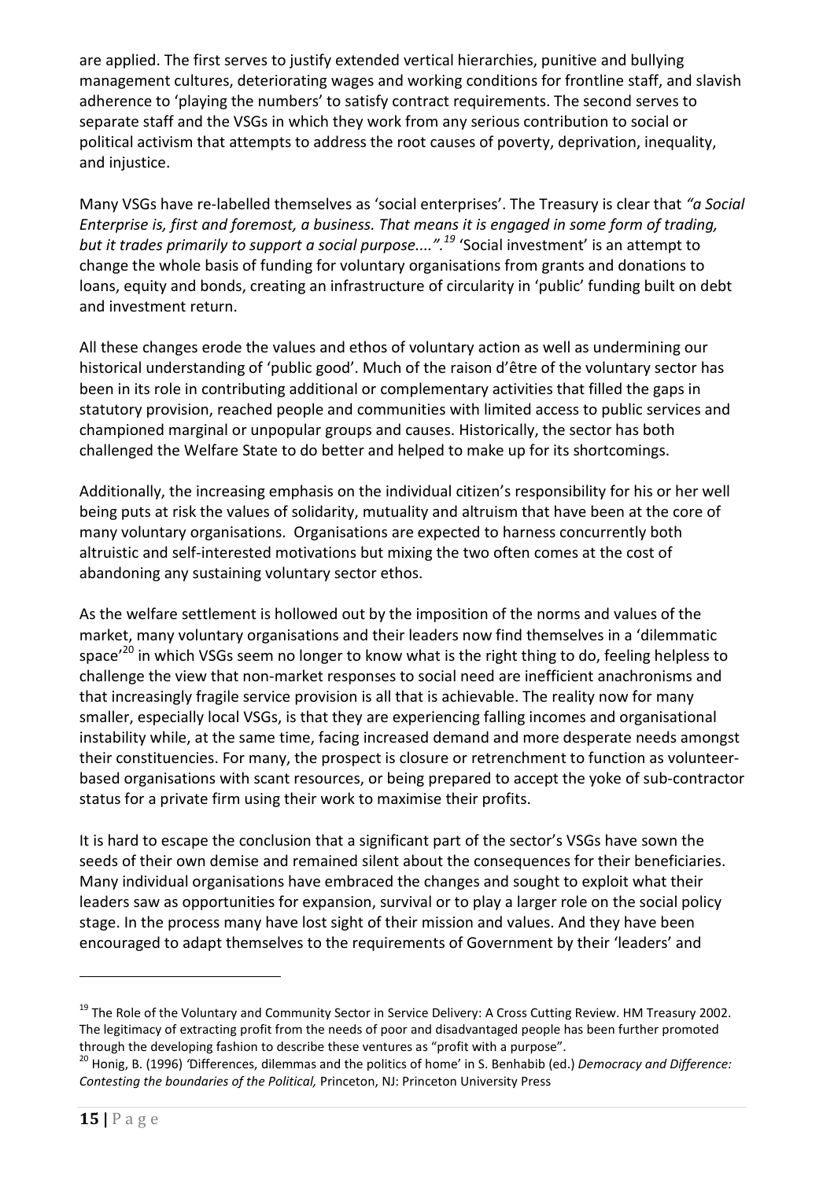are applied. The first serves to justify extended vertical hierarchies, punitive and bullying management cultures, deteriorating wages and working conditions for frontline staff, and slavish adherence to 'playing the numbers' to satisfy contract requirements. The second serves to separate staff and the VSGs in which they work from any serious contribution to social or political activism that attempts to address the root causes of poverty, deprivation, inequality, and injustice.

Many VSGs have re-labelled themselves as 'social enterprises'. The Treasury is clear that *"a Social Enterprise is, first and foremost, a business. That means it is engaged in some form of trading, but it trades primarily to support a social purpose....".*[19] 'Social investment' is an attempt to change the whole basis of funding for voluntary organisations from grants and donations to loans, equity and bonds, creating an infrastructure of circularity in 'public' funding built on debt and investment return.

All these changes erode the values and ethos of voluntary action as well as undermining our historical understanding of 'public good'. Much of the raison d'être of the voluntary sector has been in its role in contributing additional or complementary activities that filled the gaps in statutory provision, reached people and communities with limited access to public services and championed marginal or unpopular groups and causes. Historically, the sector has both challenged the Welfare State to do better and helped to make up for its shortcomings.

Additionally, the increasing emphasis on the individual citizen's responsibility for his or her well being puts at risk the values of solidarity, mutuality and altruism that have been at the core of many voluntary organisations. Organisations are expected to harness concurrently both altruistic and self-interested motivations but mixing the two often comes at the cost of abandoning any sustaining voluntary sector ethos.

As the welfare settlement is hollowed out by the imposition of the norms and values of the market, many voluntary organisations and their leaders now find themselves in a 'dilemmatic space'[20] in which VSGs seem no longer to know what is the right thing to do, feeling helpless to challenge the view that non-market responses to social need are inefficient anachronisms and that increasingly fragile service provision is all that is achievable. The reality now for many smaller, especially local VSGs, is that they are experiencing falling incomes and organisational instability while, at the same time, facing increased demand and more desperate needs amongst their constituencies. For many, the prospect is closure or retrenchment to function as volunteer-based organisations with scant resources, or being prepared to accept the yoke of sub-contractor status for a private firm using their work to maximise their profits.

It is hard to escape the conclusion that a significant part of the sector's VSGs have sown the seeds of their own demise and remained silent about the consequences for their beneficiaries. Many individual organisations have embraced the changes and sought to exploit what their leaders saw as opportunities for expansion, survival or to play a larger role on the social policy stage. In the process many have lost sight of their mission and values. And they have been encouraged to adapt themselves to the requirements of Government by their 'leaders' and

---

[19] The Role of the Voluntary and Community Sector in Service Delivery: A Cross Cutting Review. HM Treasury 2002. The legitimacy of extracting profit from the needs of poor and disadvantaged people has been further promoted through the developing fashion to describe these ventures as "profit with a purpose".

[20] Honig, B. (1996) 'Differences, dilemmas and the politics of home' in S. Benhabib (ed.) *Democracy and Difference: Contesting the boundaries of the Political,* Princeton, NJ: Princeton University Press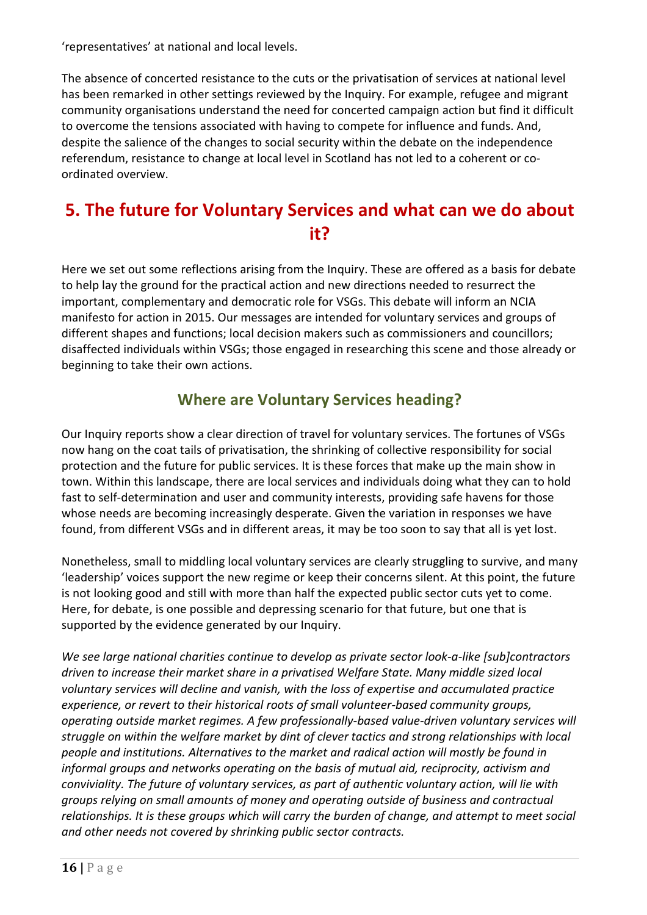'representatives' at national and local levels.

The absence of concerted resistance to the cuts or the privatisation of services at national level has been remarked in other settings reviewed by the Inquiry. For example, refugee and migrant community organisations understand the need for concerted campaign action but find it difficult to overcome the tensions associated with having to compete for influence and funds. And, despite the salience of the changes to social security within the debate on the independence referendum, resistance to change at local level in Scotland has not led to a coherent or co-ordinated overview.

# 5. The future for Voluntary Services and what can we do about it?

Here we set out some reflections arising from the Inquiry. These are offered as a basis for debate to help lay the ground for the practical action and new directions needed to resurrect the important, complementary and democratic role for VSGs. This debate will inform an NCIA manifesto for action in 2015. Our messages are intended for voluntary services and groups of different shapes and functions; local decision makers such as commissioners and councillors; disaffected individuals within VSGs; those engaged in researching this scene and those already or beginning to take their own actions.

## Where are Voluntary Services heading?

Our Inquiry reports show a clear direction of travel for voluntary services. The fortunes of VSGs now hang on the coat tails of privatisation, the shrinking of collective responsibility for social protection and the future for public services. It is these forces that make up the main show in town. Within this landscape, there are local services and individuals doing what they can to hold fast to self-determination and user and community interests, providing safe havens for those whose needs are becoming increasingly desperate. Given the variation in responses we have found, from different VSGs and in different areas, it may be too soon to say that all is yet lost.

Nonetheless, small to middling local voluntary services are clearly struggling to survive, and many 'leadership' voices support the new regime or keep their concerns silent. At this point, the future is not looking good and still with more than half the expected public sector cuts yet to come. Here, for debate, is one possible and depressing scenario for that future, but one that is supported by the evidence generated by our Inquiry.

*We see large national charities continue to develop as private sector look-a-like [sub]contractors driven to increase their market share in a privatised Welfare State. Many middle sized local voluntary services will decline and vanish, with the loss of expertise and accumulated practice experience, or revert to their historical roots of small volunteer-based community groups, operating outside market regimes. A few professionally-based value-driven voluntary services will struggle on within the welfare market by dint of clever tactics and strong relationships with local people and institutions. Alternatives to the market and radical action will mostly be found in informal groups and networks operating on the basis of mutual aid, reciprocity, activism and conviviality. The future of voluntary services, as part of authentic voluntary action, will lie with groups relying on small amounts of money and operating outside of business and contractual relationships. It is these groups which will carry the burden of change, and attempt to meet social and other needs not covered by shrinking public sector contracts.*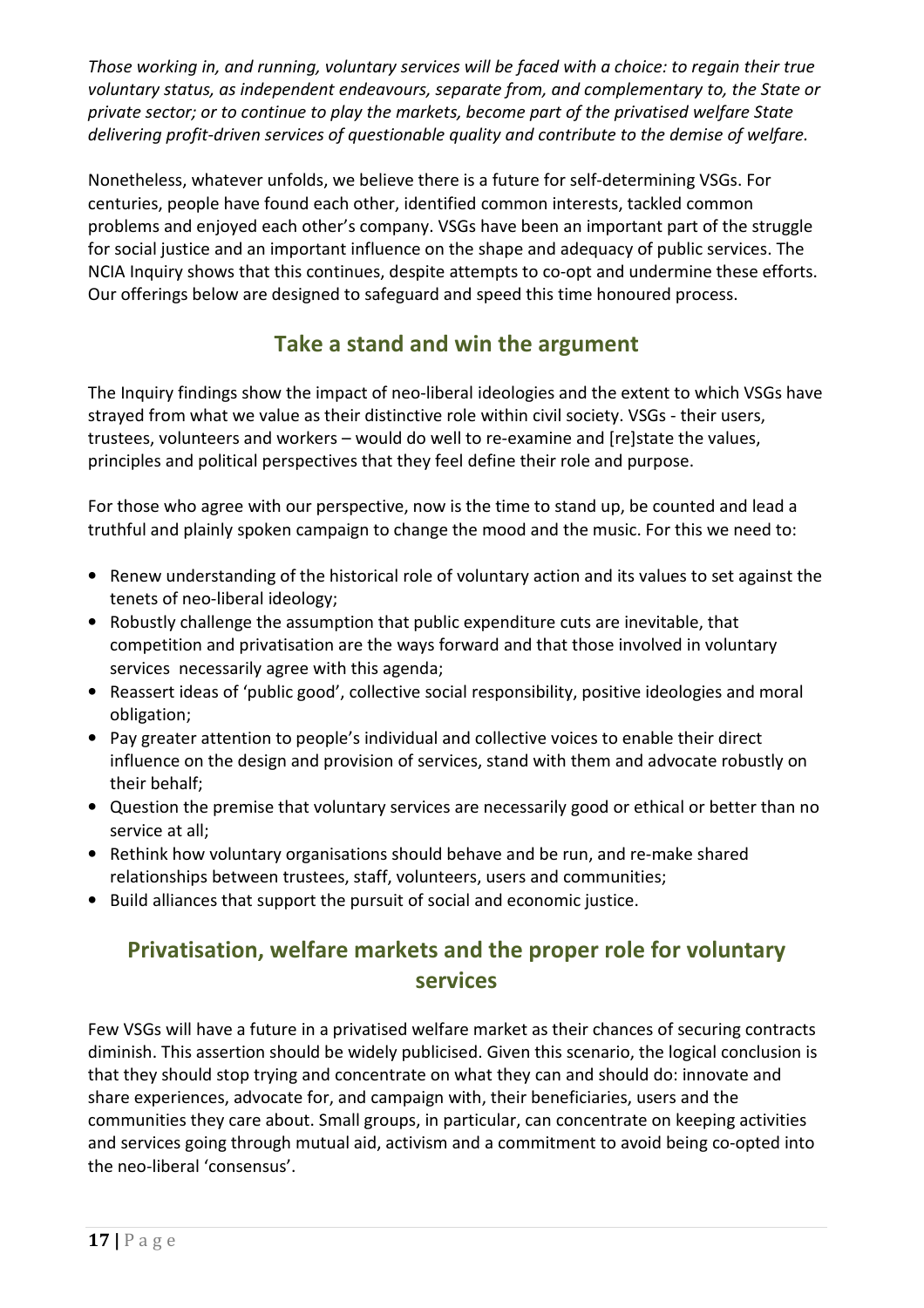*Those working in, and running, voluntary services will be faced with a choice: to regain their true voluntary status, as independent endeavours, separate from, and complementary to, the State or private sector; or to continue to play the markets, become part of the privatised welfare State delivering profit-driven services of questionable quality and contribute to the demise of welfare.*

Nonetheless, whatever unfolds, we believe there is a future for self-determining VSGs. For centuries, people have found each other, identified common interests, tackled common problems and enjoyed each other's company. VSGs have been an important part of the struggle for social justice and an important influence on the shape and adequacy of public services. The NCIA Inquiry shows that this continues, despite attempts to co-opt and undermine these efforts. Our offerings below are designed to safeguard and speed this time honoured process.

## Take a stand and win the argument

The Inquiry findings show the impact of neo-liberal ideologies and the extent to which VSGs have strayed from what we value as their distinctive role within civil society. VSGs - their users, trustees, volunteers and workers – would do well to re-examine and [re]state the values, principles and political perspectives that they feel define their role and purpose.

For those who agree with our perspective, now is the time to stand up, be counted and lead a truthful and plainly spoken campaign to change the mood and the music. For this we need to:

- Renew understanding of the historical role of voluntary action and its values to set against the tenets of neo-liberal ideology;
- Robustly challenge the assumption that public expenditure cuts are inevitable, that competition and privatisation are the ways forward and that those involved in voluntary services necessarily agree with this agenda;
- Reassert ideas of 'public good', collective social responsibility, positive ideologies and moral obligation;
- Pay greater attention to people's individual and collective voices to enable their direct influence on the design and provision of services, stand with them and advocate robustly on their behalf;
- Question the premise that voluntary services are necessarily good or ethical or better than no service at all;
- Rethink how voluntary organisations should behave and be run, and re-make shared relationships between trustees, staff, volunteers, users and communities;
- Build alliances that support the pursuit of social and economic justice.

## Privatisation, welfare markets and the proper role for voluntary services

Few VSGs will have a future in a privatised welfare market as their chances of securing contracts diminish. This assertion should be widely publicised. Given this scenario, the logical conclusion is that they should stop trying and concentrate on what they can and should do: innovate and share experiences, advocate for, and campaign with, their beneficiaries, users and the communities they care about. Small groups, in particular, can concentrate on keeping activities and services going through mutual aid, activism and a commitment to avoid being co-opted into the neo-liberal 'consensus'.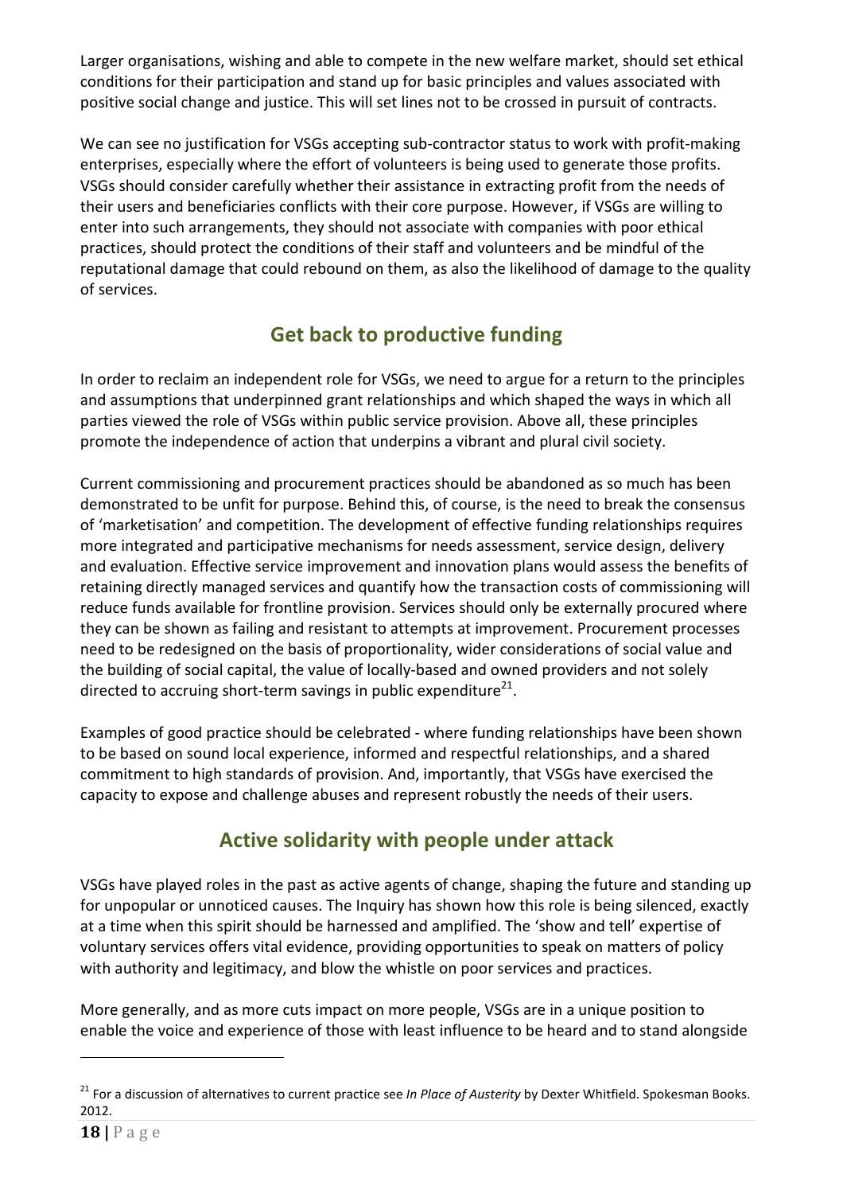Larger organisations, wishing and able to compete in the new welfare market, should set ethical conditions for their participation and stand up for basic principles and values associated with positive social change and justice. This will set lines not to be crossed in pursuit of contracts.

We can see no justification for VSGs accepting sub-contractor status to work with profit-making enterprises, especially where the effort of volunteers is being used to generate those profits. VSGs should consider carefully whether their assistance in extracting profit from the needs of their users and beneficiaries conflicts with their core purpose. However, if VSGs are willing to enter into such arrangements, they should not associate with companies with poor ethical practices, should protect the conditions of their staff and volunteers and be mindful of the reputational damage that could rebound on them, as also the likelihood of damage to the quality of services.

## Get back to productive funding

In order to reclaim an independent role for VSGs, we need to argue for a return to the principles and assumptions that underpinned grant relationships and which shaped the ways in which all parties viewed the role of VSGs within public service provision. Above all, these principles promote the independence of action that underpins a vibrant and plural civil society.

Current commissioning and procurement practices should be abandoned as so much has been demonstrated to be unfit for purpose. Behind this, of course, is the need to break the consensus of 'marketisation' and competition. The development of effective funding relationships requires more integrated and participative mechanisms for needs assessment, service design, delivery and evaluation. Effective service improvement and innovation plans would assess the benefits of retaining directly managed services and quantify how the transaction costs of commissioning will reduce funds available for frontline provision. Services should only be externally procured where they can be shown as failing and resistant to attempts at improvement. Procurement processes need to be redesigned on the basis of proportionality, wider considerations of social value and the building of social capital, the value of locally-based and owned providers and not solely directed to accruing short-term savings in public expenditure[21].

Examples of good practice should be celebrated - where funding relationships have been shown to be based on sound local experience, informed and respectful relationships, and a shared commitment to high standards of provision. And, importantly, that VSGs have exercised the capacity to expose and challenge abuses and represent robustly the needs of their users.

## Active solidarity with people under attack

VSGs have played roles in the past as active agents of change, shaping the future and standing up for unpopular or unnoticed causes. The Inquiry has shown how this role is being silenced, exactly at a time when this spirit should be harnessed and amplified. The 'show and tell' expertise of voluntary services offers vital evidence, providing opportunities to speak on matters of policy with authority and legitimacy, and blow the whistle on poor services and practices.

More generally, and as more cuts impact on more people, VSGs are in a unique position to enable the voice and experience of those with least influence to be heard and to stand alongside

[21] For a discussion of alternatives to current practice see *In Place of Austerity* by Dexter Whitfield. Spokesman Books. 2012.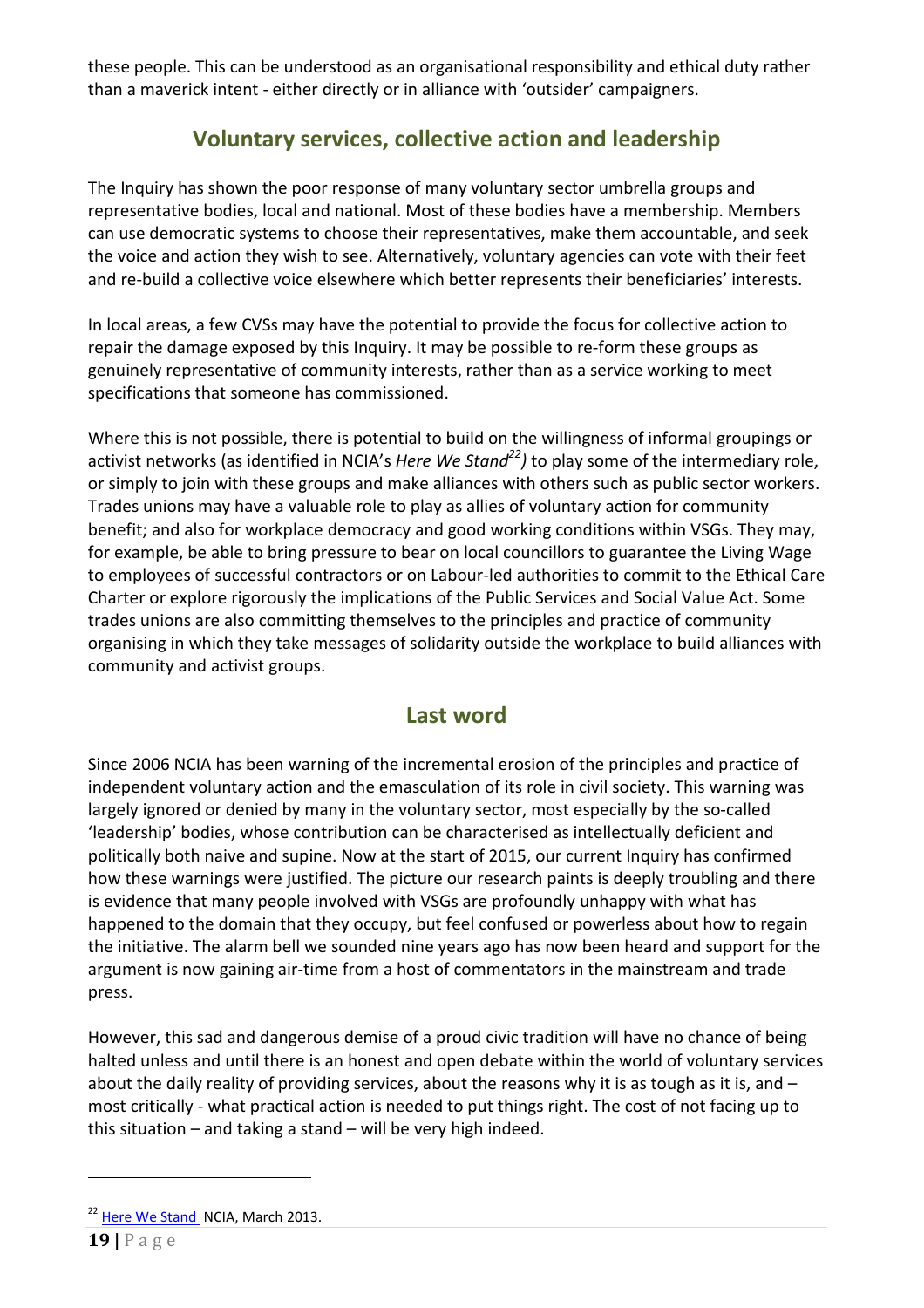these people. This can be understood as an organisational responsibility and ethical duty rather than a maverick intent - either directly or in alliance with 'outsider' campaigners.

## Voluntary services, collective action and leadership

The Inquiry has shown the poor response of many voluntary sector umbrella groups and representative bodies, local and national. Most of these bodies have a membership. Members can use democratic systems to choose their representatives, make them accountable, and seek the voice and action they wish to see. Alternatively, voluntary agencies can vote with their feet and re-build a collective voice elsewhere which better represents their beneficiaries' interests.

In local areas, a few CVSs may have the potential to provide the focus for collective action to repair the damage exposed by this Inquiry. It may be possible to re-form these groups as genuinely representative of community interests, rather than as a service working to meet specifications that someone has commissioned.

Where this is not possible, there is potential to build on the willingness of informal groupings or activist networks (as identified in NCIA's *Here We Stand*[22]*)* to play some of the intermediary role, or simply to join with these groups and make alliances with others such as public sector workers. Trades unions may have a valuable role to play as allies of voluntary action for community benefit; and also for workplace democracy and good working conditions within VSGs. They may, for example, be able to bring pressure to bear on local councillors to guarantee the Living Wage to employees of successful contractors or on Labour-led authorities to commit to the Ethical Care Charter or explore rigorously the implications of the Public Services and Social Value Act. Some trades unions are also committing themselves to the principles and practice of community organising in which they take messages of solidarity outside the workplace to build alliances with community and activist groups.

## Last word

Since 2006 NCIA has been warning of the incremental erosion of the principles and practice of independent voluntary action and the emasculation of its role in civil society. This warning was largely ignored or denied by many in the voluntary sector, most especially by the so-called 'leadership' bodies, whose contribution can be characterised as intellectually deficient and politically both naive and supine. Now at the start of 2015, our current Inquiry has confirmed how these warnings were justified. The picture our research paints is deeply troubling and there is evidence that many people involved with VSGs are profoundly unhappy with what has happened to the domain that they occupy, but feel confused or powerless about how to regain the initiative. The alarm bell we sounded nine years ago has now been heard and support for the argument is now gaining air-time from a host of commentators in the mainstream and trade press.

However, this sad and dangerous demise of a proud civic tradition will have no chance of being halted unless and until there is an honest and open debate within the world of voluntary services about the daily reality of providing services, about the reasons why it is as tough as it is, and – most critically - what practical action is needed to put things right. The cost of not facing up to this situation – and taking a stand – will be very high indeed.

---

[22] Here We Stand NCIA, March 2013.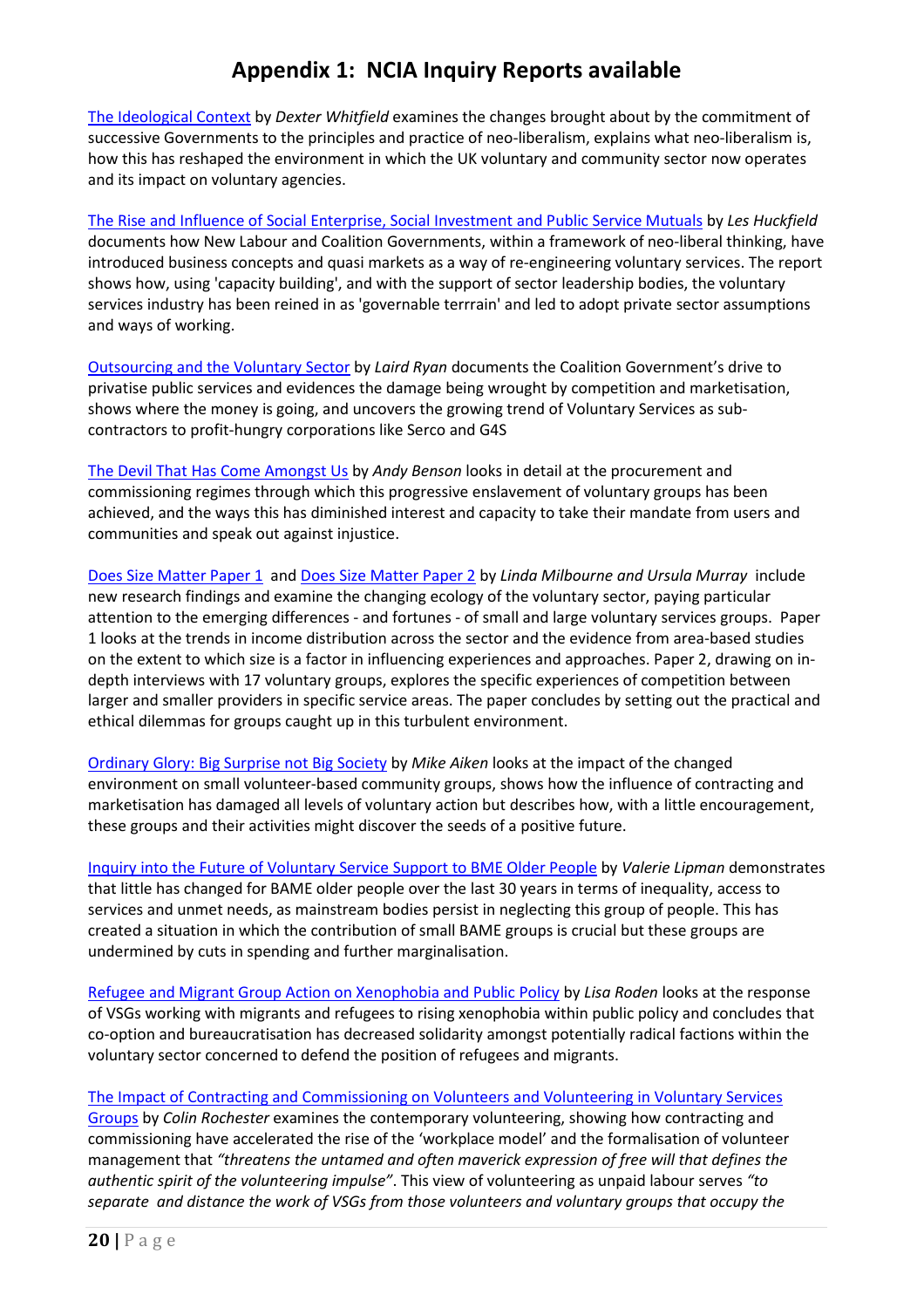# Appendix 1: NCIA Inquiry Reports available

The Ideological Context by *Dexter Whitfield* examines the changes brought about by the commitment of successive Governments to the principles and practice of neo-liberalism, explains what neo-liberalism is, how this has reshaped the environment in which the UK voluntary and community sector now operates and its impact on voluntary agencies.

The Rise and Influence of Social Enterprise, Social Investment and Public Service Mutuals by *Les Huckfield* documents how New Labour and Coalition Governments, within a framework of neo-liberal thinking, have introduced business concepts and quasi markets as a way of re-engineering voluntary services. The report shows how, using 'capacity building', and with the support of sector leadership bodies, the voluntary services industry has been reined in as 'governable terrrain' and led to adopt private sector assumptions and ways of working.

Outsourcing and the Voluntary Sector by *Laird Ryan* documents the Coalition Government's drive to privatise public services and evidences the damage being wrought by competition and marketisation, shows where the money is going, and uncovers the growing trend of Voluntary Services as sub-contractors to profit-hungry corporations like Serco and G4S

The Devil That Has Come Amongst Us by *Andy Benson* looks in detail at the procurement and commissioning regimes through which this progressive enslavement of voluntary groups has been achieved, and the ways this has diminished interest and capacity to take their mandate from users and communities and speak out against injustice.

Does Size Matter Paper 1 and Does Size Matter Paper 2 by *Linda Milbourne and Ursula Murray* include new research findings and examine the changing ecology of the voluntary sector, paying particular attention to the emerging differences - and fortunes - of small and large voluntary services groups. Paper 1 looks at the trends in income distribution across the sector and the evidence from area-based studies on the extent to which size is a factor in influencing experiences and approaches. Paper 2, drawing on in-depth interviews with 17 voluntary groups, explores the specific experiences of competition between larger and smaller providers in specific service areas. The paper concludes by setting out the practical and ethical dilemmas for groups caught up in this turbulent environment.

Ordinary Glory: Big Surprise not Big Society by *Mike Aiken* looks at the impact of the changed environment on small volunteer-based community groups, shows how the influence of contracting and marketisation has damaged all levels of voluntary action but describes how, with a little encouragement, these groups and their activities might discover the seeds of a positive future.

Inquiry into the Future of Voluntary Service Support to BME Older People by *Valerie Lipman* demonstrates that little has changed for BAME older people over the last 30 years in terms of inequality, access to services and unmet needs, as mainstream bodies persist in neglecting this group of people. This has created a situation in which the contribution of small BAME groups is crucial but these groups are undermined by cuts in spending and further marginalisation.

Refugee and Migrant Group Action on Xenophobia and Public Policy by *Lisa Roden* looks at the response of VSGs working with migrants and refugees to rising xenophobia within public policy and concludes that co-option and bureaucratisation has decreased solidarity amongst potentially radical factions within the voluntary sector concerned to defend the position of refugees and migrants.

The Impact of Contracting and Commissioning on Volunteers and Volunteering in Voluntary Services Groups by *Colin Rochester* examines the contemporary volunteering, showing how contracting and commissioning have accelerated the rise of the 'workplace model' and the formalisation of volunteer management that *"threatens the untamed and often maverick expression of free will that defines the authentic spirit of the volunteering impulse"*. This view of volunteering as unpaid labour serves *"to separate and distance the work of VSGs from those volunteers and voluntary groups that occupy the*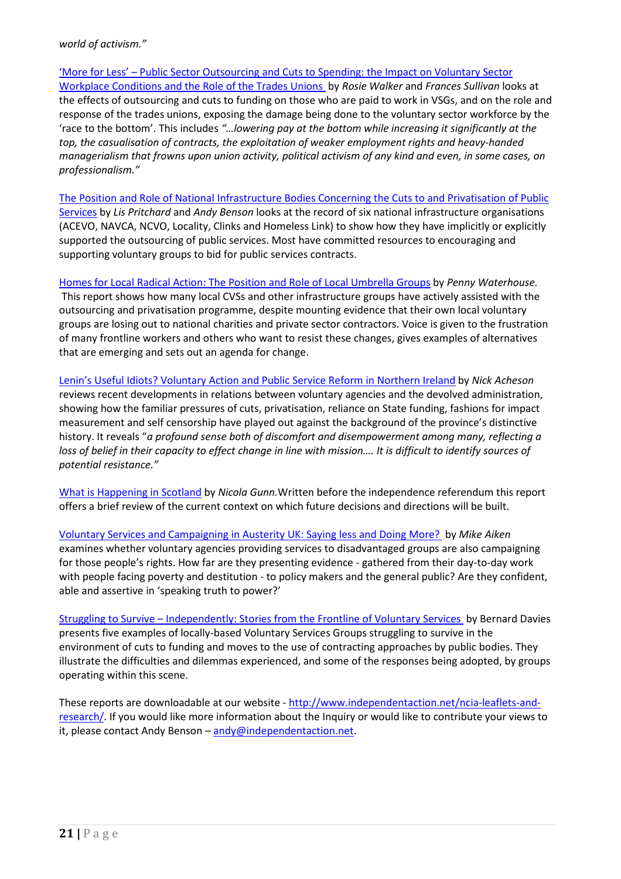*world of activism."*

[‘More for Less’ – Public Sector Outsourcing and Cuts to Spending: the Impact on Voluntary Sector Workplace Conditions and the Role of the Trades Unions] by *Rosie Walker* and *Frances Sullivan* looks at the effects of outsourcing and cuts to funding on those who are paid to work in VSGs, and on the role and response of the trades unions, exposing the damage being done to the voluntary sector workforce by the ‘race to the bottom’. This includes *"…lowering pay at the bottom while increasing it significantly at the top, the casualisation of contracts, the exploitation of weaker employment rights and heavy-handed managerialism that frowns upon union activity, political activism of any kind and even, in some cases, on professionalism."*

[The Position and Role of National Infrastructure Bodies Concerning the Cuts to and Privatisation of Public Services] by *Lis Pritchard* and *Andy Benson* looks at the record of six national infrastructure organisations (ACEVO, NAVCA, NCVO, Locality, Clinks and Homeless Link) to show how they have implicitly or explicitly supported the outsourcing of public services. Most have committed resources to encouraging and supporting voluntary groups to bid for public services contracts.

[Homes for Local Radical Action: The Position and Role of Local Umbrella Groups] by *Penny Waterhouse.* This report shows how many local CVSs and other infrastructure groups have actively assisted with the outsourcing and privatisation programme, despite mounting evidence that their own local voluntary groups are losing out to national charities and private sector contractors. Voice is given to the frustration of many frontline workers and others who want to resist these changes, gives examples of alternatives that are emerging and sets out an agenda for change.

[Lenin’s Useful Idiots? Voluntary Action and Public Service Reform in Northern Ireland] by *Nick Acheson* reviews recent developments in relations between voluntary agencies and the devolved administration, showing how the familiar pressures of cuts, privatisation, reliance on State funding, fashions for impact measurement and self censorship have played out against the background of the province’s distinctive history. It reveals "*a profound sense both of discomfort and disempowerment among many, reflecting a loss of belief in their capacity to effect change in line with mission…. It is difficult to identify sources of potential resistance."*

[What is Happening in Scotland] by *Nicola Gunn.* Written before the independence referendum this report offers a brief review of the current context on which future decisions and directions will be built.

[Voluntary Services and Campaigning in Austerity UK: Saying less and Doing More?] by *Mike Aiken* examines whether voluntary agencies providing services to disadvantaged groups are also campaigning for those people’s rights. How far are they presenting evidence - gathered from their day-to-day work with people facing poverty and destitution - to policy makers and the general public? Are they confident, able and assertive in ‘speaking truth to power?’

[Struggling to Survive – Independently: Stories from the Frontline of Voluntary Services] by Bernard Davies presents five examples of locally-based Voluntary Services Groups struggling to survive in the environment of cuts to funding and moves to the use of contracting approaches by public bodies. They illustrate the difficulties and dilemmas experienced, and some of the responses being adopted, by groups operating within this scene.

These reports are downloadable at our website - http://www.independentaction.net/ncia-leaflets-and-research/. If you would like more information about the Inquiry or would like to contribute your views to it, please contact Andy Benson – andy@independentaction.net.